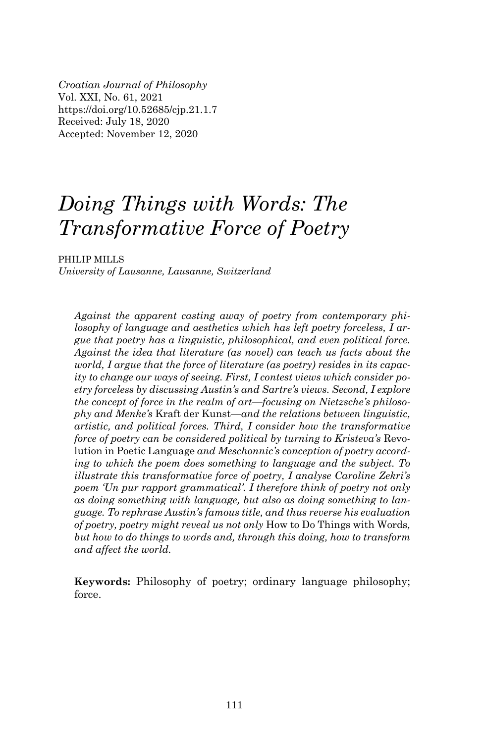*Croatian Journal of Philosophy*
Vol. XXI, No. 61, 2021
https://doi.org/10.52685/cjp.21.1.7
Received: July 18, 2020
Accepted: November 12, 2020

# *Doing Things with Words: The Transformative Force of Poetry*

PHILIP MILLS
*University of Lausanne, Lausanne, Switzerland*

*Against the apparent casting away of poetry from contemporary philosophy of language and aesthetics which has left poetry forceless, I argue that poetry has a linguistic, philosophical, and even political force. Against the idea that literature (as novel) can teach us facts about the world, I argue that the force of literature (as poetry) resides in its capacity to change our ways of seeing. First, I contest views which consider poetry forceless by discussing Austin's and Sartre's views. Second, I explore the concept of force in the realm of art—focusing on Nietzsche's philosophy and Menke's* Kraft der Kunst*—and the relations between linguistic, artistic, and political forces. Third, I consider how the transformative force of poetry can be considered political by turning to Kristeva's* Revolution in Poetic Language *and Meschonnic's conception of poetry according to which the poem does something to language and the subject. To illustrate this transformative force of poetry, I analyse Caroline Zekri's poem 'Un pur rapport grammatical'. I therefore think of poetry not only as doing something with language, but also as doing something to language. To rephrase Austin's famous title, and thus reverse his evaluation of poetry, poetry might reveal us not only* How to Do Things with Words, *but how to do things to words and, through this doing, how to transform and affect the world.*

**Keywords:** Philosophy of poetry; ordinary language philosophy; force.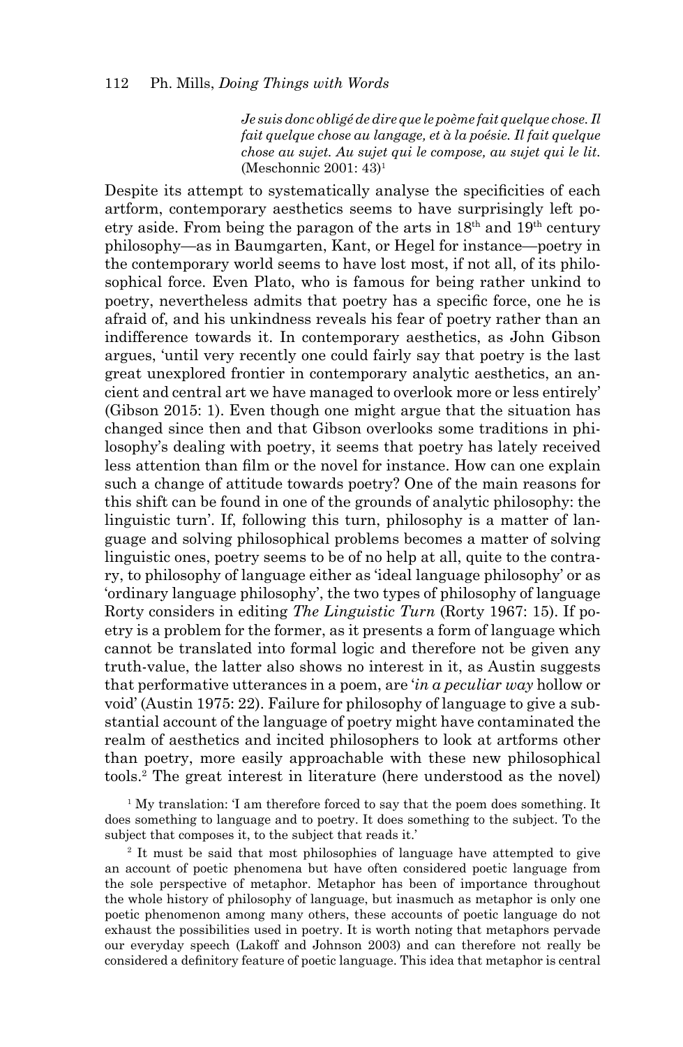> *Je suis donc obligé de dire que le poème fait quelque chose. Il fait quelque chose au langage, et à la poésie. Il fait quelque chose au sujet. Au sujet qui le compose, au sujet qui le lit.* (Meschonnic 2001: 43)[1]

Despite its attempt to systematically analyse the specificities of each artform, contemporary aesthetics seems to have surprisingly left poetry aside. From being the paragon of the arts in 18th and 19th century philosophy—as in Baumgarten, Kant, or Hegel for instance—poetry in the contemporary world seems to have lost most, if not all, of its philosophical force. Even Plato, who is famous for being rather unkind to poetry, nevertheless admits that poetry has a specific force, one he is afraid of, and his unkindness reveals his fear of poetry rather than an indifference towards it. In contemporary aesthetics, as John Gibson argues, 'until very recently one could fairly say that poetry is the last great unexplored frontier in contemporary analytic aesthetics, an ancient and central art we have managed to overlook more or less entirely' (Gibson 2015: 1). Even though one might argue that the situation has changed since then and that Gibson overlooks some traditions in philosophy's dealing with poetry, it seems that poetry has lately received less attention than film or the novel for instance. How can one explain such a change of attitude towards poetry? One of the main reasons for this shift can be found in one of the grounds of analytic philosophy: the linguistic turn'. If, following this turn, philosophy is a matter of language and solving philosophical problems becomes a matter of solving linguistic ones, poetry seems to be of no help at all, quite to the contrary, to philosophy of language either as 'ideal language philosophy' or as 'ordinary language philosophy', the two types of philosophy of language Rorty considers in editing *The Linguistic Turn* (Rorty 1967: 15). If poetry is a problem for the former, as it presents a form of language which cannot be translated into formal logic and therefore not be given any truth-value, the latter also shows no interest in it, as Austin suggests that performative utterances in a poem, are '*in a peculiar way* hollow or void' (Austin 1975: 22). Failure for philosophy of language to give a substantial account of the language of poetry might have contaminated the realm of aesthetics and incited philosophers to look at artforms other than poetry, more easily approachable with these new philosophical tools.[2] The great interest in literature (here understood as the novel)

[1] My translation: 'I am therefore forced to say that the poem does something. It does something to language and to poetry. It does something to the subject. To the subject that composes it, to the subject that reads it.'

[2] It must be said that most philosophies of language have attempted to give an account of poetic phenomena but have often considered poetic language from the sole perspective of metaphor. Metaphor has been of importance throughout the whole history of philosophy of language, but inasmuch as metaphor is only one poetic phenomenon among many others, these accounts of poetic language do not exhaust the possibilities used in poetry. It is worth noting that metaphors pervade our everyday speech (Lakoff and Johnson 2003) and can therefore not really be considered a definitory feature of poetic language. This idea that metaphor is central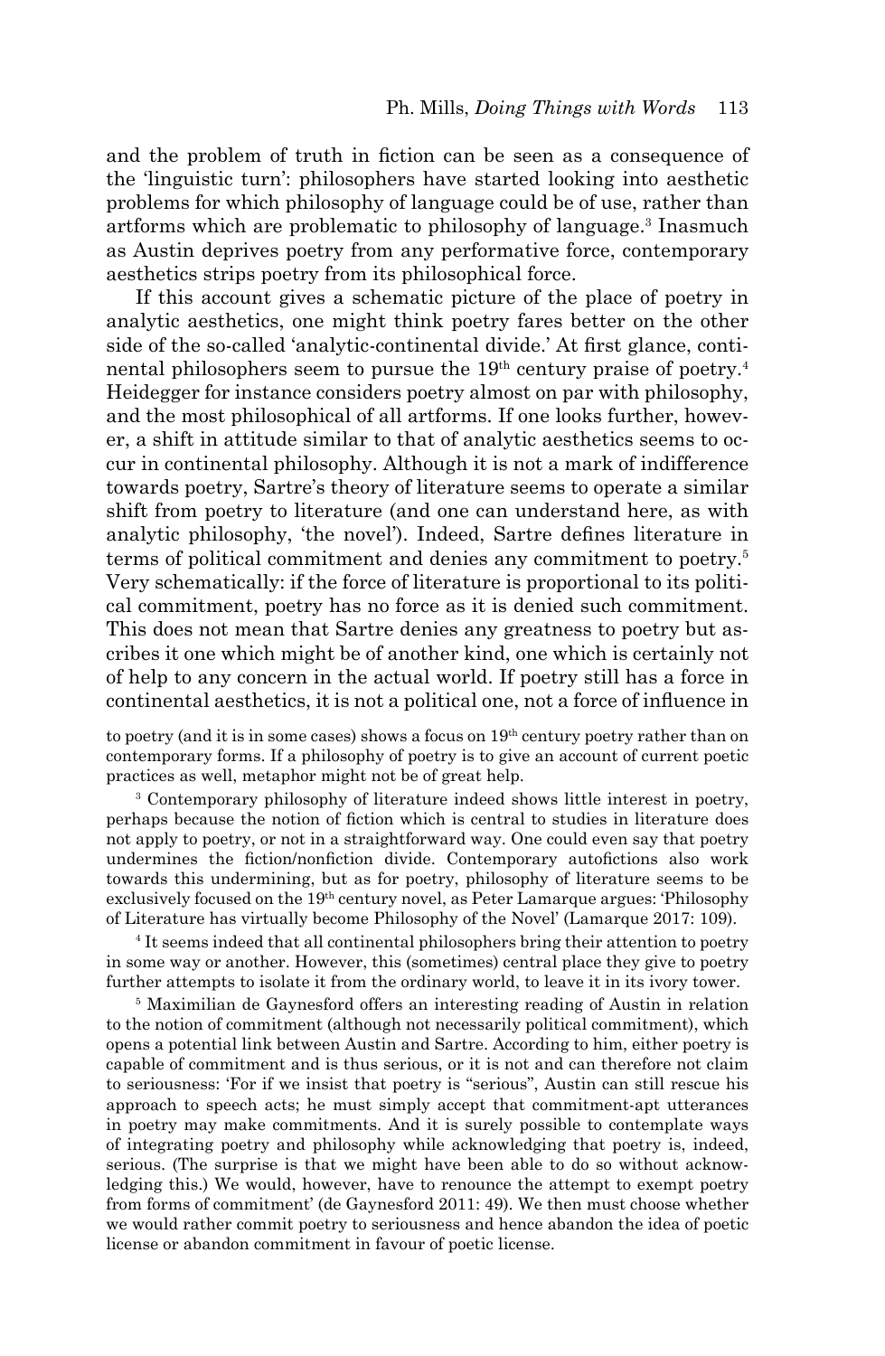and the problem of truth in fiction can be seen as a consequence of the 'linguistic turn': philosophers have started looking into aesthetic problems for which philosophy of language could be of use, rather than artforms which are problematic to philosophy of language.[3] Inasmuch as Austin deprives poetry from any performative force, contemporary aesthetics strips poetry from its philosophical force.

If this account gives a schematic picture of the place of poetry in analytic aesthetics, one might think poetry fares better on the other side of the so-called 'analytic-continental divide.' At first glance, continental philosophers seem to pursue the 19th century praise of poetry.[4] Heidegger for instance considers poetry almost on par with philosophy, and the most philosophical of all artforms. If one looks further, however, a shift in attitude similar to that of analytic aesthetics seems to occur in continental philosophy. Although it is not a mark of indifference towards poetry, Sartre's theory of literature seems to operate a similar shift from poetry to literature (and one can understand here, as with analytic philosophy, 'the novel'). Indeed, Sartre defines literature in terms of political commitment and denies any commitment to poetry.[5] Very schematically: if the force of literature is proportional to its political commitment, poetry has no force as it is denied such commitment. This does not mean that Sartre denies any greatness to poetry but ascribes it one which might be of another kind, one which is certainly not of help to any concern in the actual world. If poetry still has a force in continental aesthetics, it is not a political one, not a force of influence in

to poetry (and it is in some cases) shows a focus on 19th century poetry rather than on contemporary forms. If a philosophy of poetry is to give an account of current poetic practices as well, metaphor might not be of great help.

[3] Contemporary philosophy of literature indeed shows little interest in poetry, perhaps because the notion of fiction which is central to studies in literature does not apply to poetry, or not in a straightforward way. One could even say that poetry undermines the fiction/nonfiction divide. Contemporary autofictions also work towards this undermining, but as for poetry, philosophy of literature seems to be exclusively focused on the 19th century novel, as Peter Lamarque argues: 'Philosophy of Literature has virtually become Philosophy of the Novel' (Lamarque 2017: 109).

[4] It seems indeed that all continental philosophers bring their attention to poetry in some way or another. However, this (sometimes) central place they give to poetry further attempts to isolate it from the ordinary world, to leave it in its ivory tower.

[5] Maximilian de Gaynesford offers an interesting reading of Austin in relation to the notion of commitment (although not necessarily political commitment), which opens a potential link between Austin and Sartre. According to him, either poetry is capable of commitment and is thus serious, or it is not and can therefore not claim to seriousness: 'For if we insist that poetry is "serious", Austin can still rescue his approach to speech acts; he must simply accept that commitment-apt utterances in poetry may make commitments. And it is surely possible to contemplate ways of integrating poetry and philosophy while acknowledging that poetry is, indeed, serious. (The surprise is that we might have been able to do so without acknowledging this.) We would, however, have to renounce the attempt to exempt poetry from forms of commitment' (de Gaynesford 2011: 49). We then must choose whether we would rather commit poetry to seriousness and hence abandon the idea of poetic license or abandon commitment in favour of poetic license.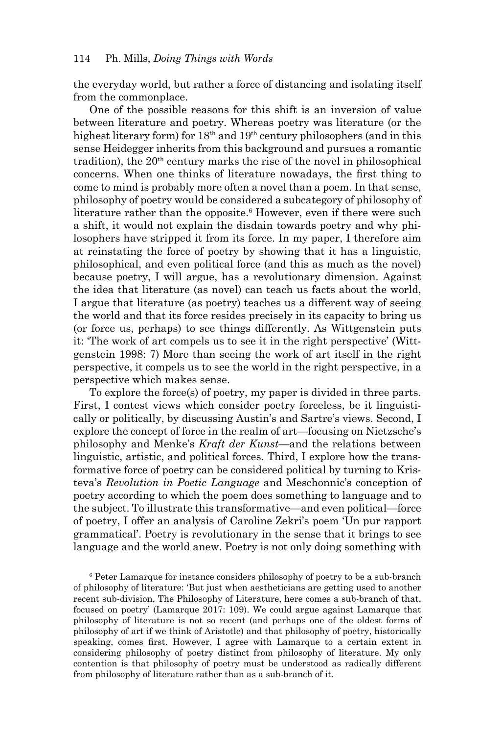the everyday world, but rather a force of distancing and isolating itself from the commonplace.

One of the possible reasons for this shift is an inversion of value between literature and poetry. Whereas poetry was literature (or the highest literary form) for 18th and 19th century philosophers (and in this sense Heidegger inherits from this background and pursues a romantic tradition), the 20th century marks the rise of the novel in philosophical concerns. When one thinks of literature nowadays, the first thing to come to mind is probably more often a novel than a poem. In that sense, philosophy of poetry would be considered a subcategory of philosophy of literature rather than the opposite.[6] However, even if there were such a shift, it would not explain the disdain towards poetry and why philosophers have stripped it from its force. In my paper, I therefore aim at reinstating the force of poetry by showing that it has a linguistic, philosophical, and even political force (and this as much as the novel) because poetry, I will argue, has a revolutionary dimension. Against the idea that literature (as novel) can teach us facts about the world, I argue that literature (as poetry) teaches us a different way of seeing the world and that its force resides precisely in its capacity to bring us (or force us, perhaps) to see things differently. As Wittgenstein puts it: 'The work of art compels us to see it in the right perspective' (Wittgenstein 1998: 7) More than seeing the work of art itself in the right perspective, it compels us to see the world in the right perspective, in a perspective which makes sense.

To explore the force(s) of poetry, my paper is divided in three parts. First, I contest views which consider poetry forceless, be it linguistically or politically, by discussing Austin's and Sartre's views. Second, I explore the concept of force in the realm of art—focusing on Nietzsche's philosophy and Menke's *Kraft der Kunst*—and the relations between linguistic, artistic, and political forces. Third, I explore how the transformative force of poetry can be considered political by turning to Kristeva's *Revolution in Poetic Language* and Meschonnic's conception of poetry according to which the poem does something to language and to the subject. To illustrate this transformative—and even political—force of poetry, I offer an analysis of Caroline Zekri's poem 'Un pur rapport grammatical'. Poetry is revolutionary in the sense that it brings to see language and the world anew. Poetry is not only doing something with

[6] Peter Lamarque for instance considers philosophy of poetry to be a sub-branch of philosophy of literature: 'But just when aestheticians are getting used to another recent sub-division, The Philosophy of Literature, here comes a sub-branch of that, focused on poetry' (Lamarque 2017: 109). We could argue against Lamarque that philosophy of literature is not so recent (and perhaps one of the oldest forms of philosophy of art if we think of Aristotle) and that philosophy of poetry, historically speaking, comes first. However, I agree with Lamarque to a certain extent in considering philosophy of poetry distinct from philosophy of literature. My only contention is that philosophy of poetry must be understood as radically different from philosophy of literature rather than as a sub-branch of it.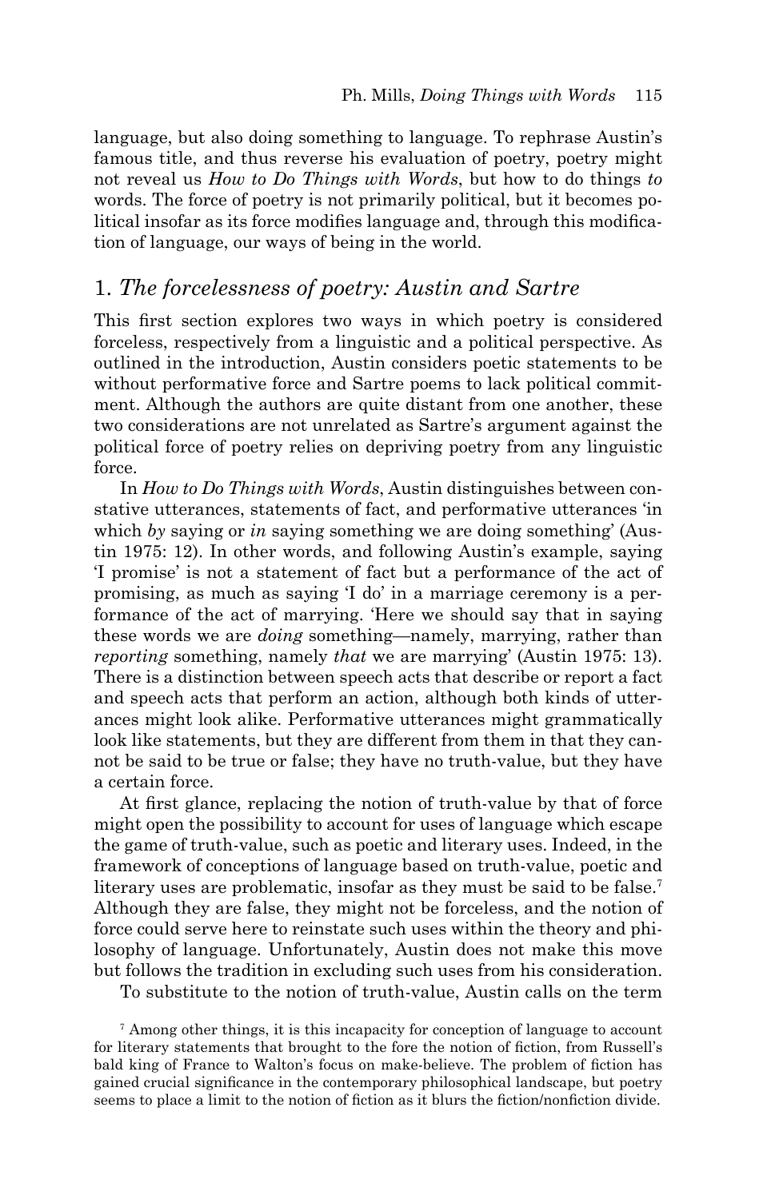language, but also doing something to language. To rephrase Austin's famous title, and thus reverse his evaluation of poetry, poetry might not reveal us *How to Do Things with Words*, but how to do things *to* words. The force of poetry is not primarily political, but it becomes political insofar as its force modifies language and, through this modification of language, our ways of being in the world.

## 1. *The forcelessness of poetry: Austin and Sartre*

This first section explores two ways in which poetry is considered forceless, respectively from a linguistic and a political perspective. As outlined in the introduction, Austin considers poetic statements to be without performative force and Sartre poems to lack political commitment. Although the authors are quite distant from one another, these two considerations are not unrelated as Sartre's argument against the political force of poetry relies on depriving poetry from any linguistic force.

In *How to Do Things with Words*, Austin distinguishes between constative utterances, statements of fact, and performative utterances 'in which *by* saying or *in* saying something we are doing something' (Austin 1975: 12). In other words, and following Austin's example, saying 'I promise' is not a statement of fact but a performance of the act of promising, as much as saying 'I do' in a marriage ceremony is a performance of the act of marrying. 'Here we should say that in saying these words we are *doing* something—namely, marrying, rather than *reporting* something, namely *that* we are marrying' (Austin 1975: 13). There is a distinction between speech acts that describe or report a fact and speech acts that perform an action, although both kinds of utterances might look alike. Performative utterances might grammatically look like statements, but they are different from them in that they cannot be said to be true or false; they have no truth-value, but they have a certain force.

At first glance, replacing the notion of truth-value by that of force might open the possibility to account for uses of language which escape the game of truth-value, such as poetic and literary uses. Indeed, in the framework of conceptions of language based on truth-value, poetic and literary uses are problematic, insofar as they must be said to be false.[7] Although they are false, they might not be forceless, and the notion of force could serve here to reinstate such uses within the theory and philosophy of language. Unfortunately, Austin does not make this move but follows the tradition in excluding such uses from his consideration.

To substitute to the notion of truth-value, Austin calls on the term

[7] Among other things, it is this incapacity for conception of language to account for literary statements that brought to the fore the notion of fiction, from Russell's bald king of France to Walton's focus on make-believe. The problem of fiction has gained crucial significance in the contemporary philosophical landscape, but poetry seems to place a limit to the notion of fiction as it blurs the fiction/nonfiction divide.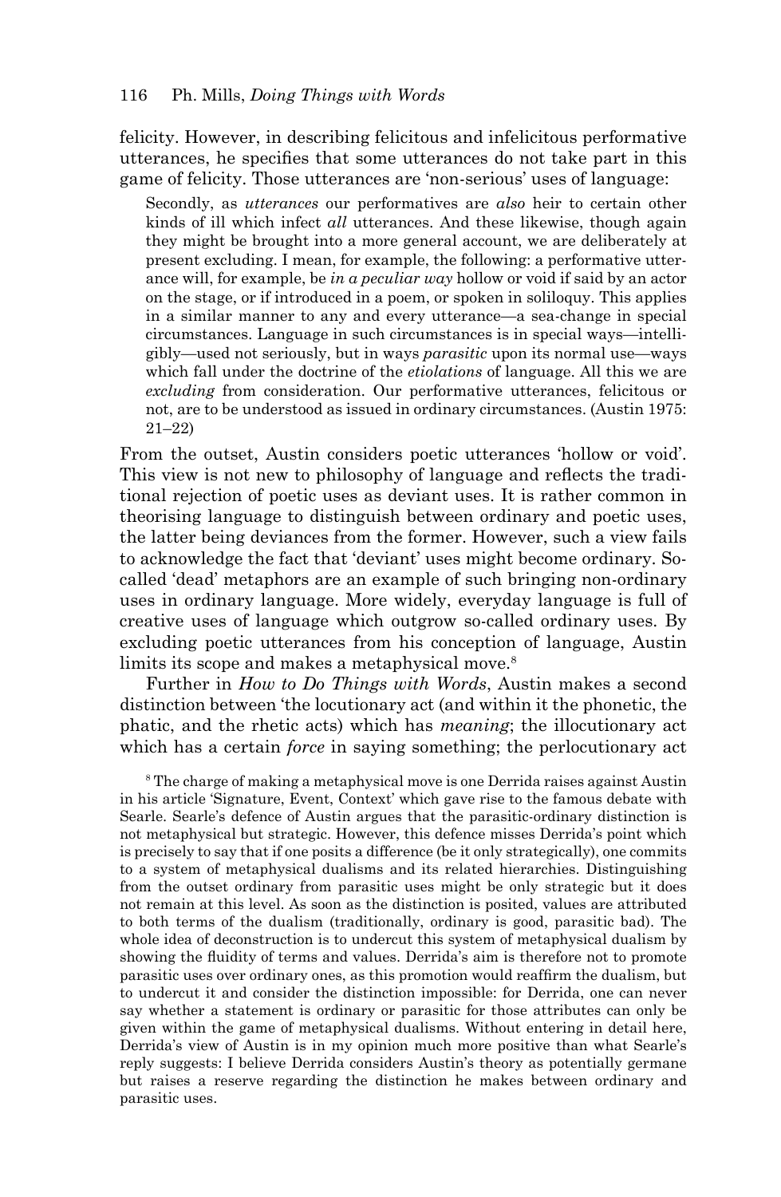felicity. However, in describing felicitous and infelicitous performative utterances, he specifies that some utterances do not take part in this game of felicity. Those utterances are 'non-serious' uses of language:

> Secondly, as *utterances* our performatives are *also* heir to certain other kinds of ill which infect *all* utterances. And these likewise, though again they might be brought into a more general account, we are deliberately at present excluding. I mean, for example, the following: a performative utterance will, for example, be *in a peculiar way* hollow or void if said by an actor on the stage, or if introduced in a poem, or spoken in soliloquy. This applies in a similar manner to any and every utterance—a sea-change in special circumstances. Language in such circumstances is in special ways—intelligibly—used not seriously, but in ways *parasitic* upon its normal use—ways which fall under the doctrine of the *etiolations* of language. All this we are *excluding* from consideration. Our performative utterances, felicitous or not, are to be understood as issued in ordinary circumstances. (Austin 1975: 21–22)

From the outset, Austin considers poetic utterances 'hollow or void'. This view is not new to philosophy of language and reflects the traditional rejection of poetic uses as deviant uses. It is rather common in theorising language to distinguish between ordinary and poetic uses, the latter being deviances from the former. However, such a view fails to acknowledge the fact that 'deviant' uses might become ordinary. So-called 'dead' metaphors are an example of such bringing non-ordinary uses in ordinary language. More widely, everyday language is full of creative uses of language which outgrow so-called ordinary uses. By excluding poetic utterances from his conception of language, Austin limits its scope and makes a metaphysical move.[8]

Further in *How to Do Things with Words*, Austin makes a second distinction between 'the locutionary act (and within it the phonetic, the phatic, and the rhetic acts) which has *meaning*; the illocutionary act which has a certain *force* in saying something; the perlocutionary act

[8] The charge of making a metaphysical move is one Derrida raises against Austin in his article 'Signature, Event, Context' which gave rise to the famous debate with Searle. Searle's defence of Austin argues that the parasitic-ordinary distinction is not metaphysical but strategic. However, this defence misses Derrida's point which is precisely to say that if one posits a difference (be it only strategically), one commits to a system of metaphysical dualisms and its related hierarchies. Distinguishing from the outset ordinary from parasitic uses might be only strategic but it does not remain at this level. As soon as the distinction is posited, values are attributed to both terms of the dualism (traditionally, ordinary is good, parasitic bad). The whole idea of deconstruction is to undercut this system of metaphysical dualism by showing the fluidity of terms and values. Derrida's aim is therefore not to promote parasitic uses over ordinary ones, as this promotion would reaffirm the dualism, but to undercut it and consider the distinction impossible: for Derrida, one can never say whether a statement is ordinary or parasitic for those attributes can only be given within the game of metaphysical dualisms. Without entering in detail here, Derrida's view of Austin is in my opinion much more positive than what Searle's reply suggests: I believe Derrida considers Austin's theory as potentially germane but raises a reserve regarding the distinction he makes between ordinary and parasitic uses.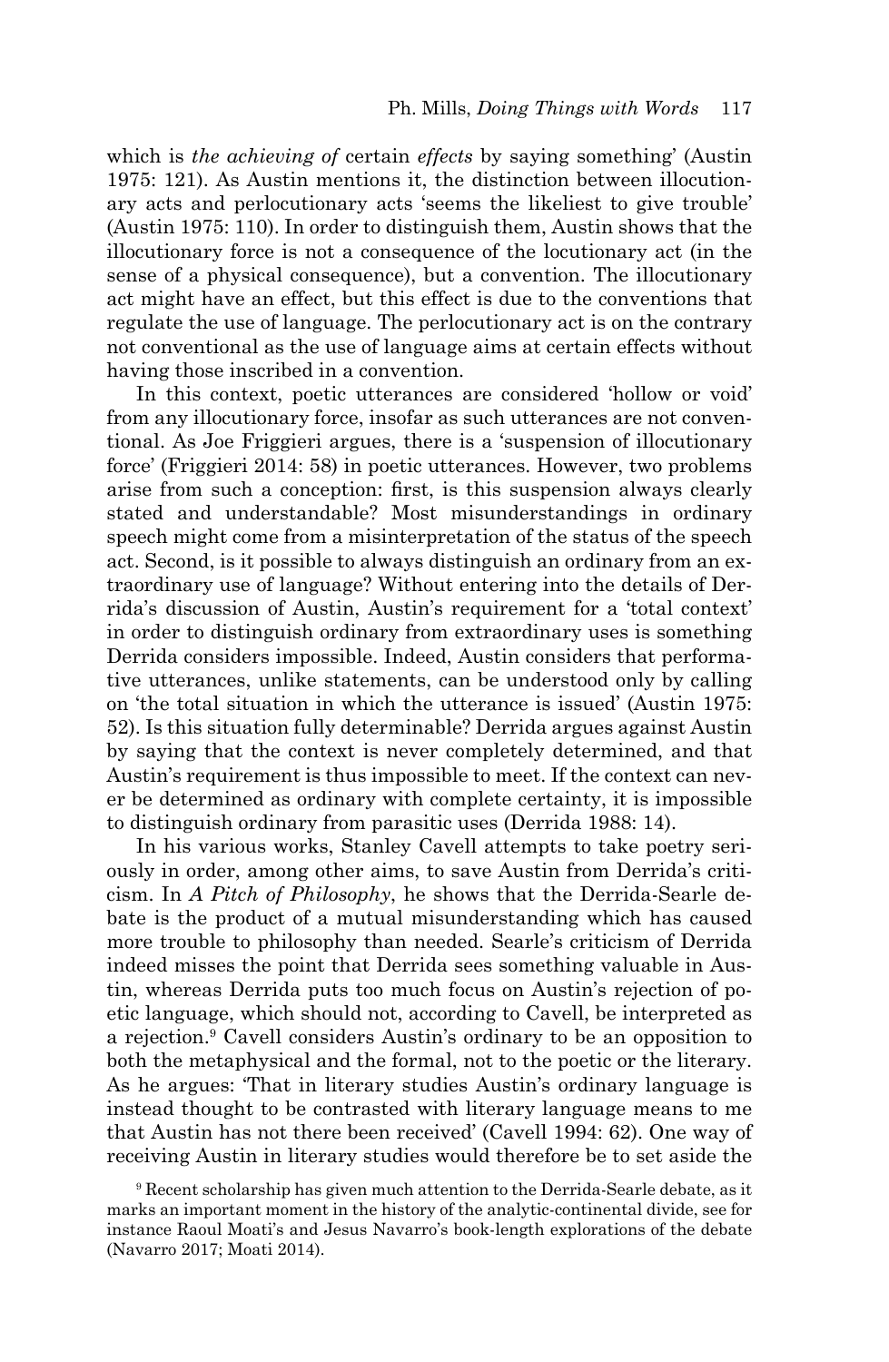which is *the achieving of* certain *effects* by saying something' (Austin 1975: 121). As Austin mentions it, the distinction between illocutionary acts and perlocutionary acts 'seems the likeliest to give trouble' (Austin 1975: 110). In order to distinguish them, Austin shows that the illocutionary force is not a consequence of the locutionary act (in the sense of a physical consequence), but a convention. The illocutionary act might have an effect, but this effect is due to the conventions that regulate the use of language. The perlocutionary act is on the contrary not conventional as the use of language aims at certain effects without having those inscribed in a convention.

In this context, poetic utterances are considered 'hollow or void' from any illocutionary force, insofar as such utterances are not conventional. As Joe Friggieri argues, there is a 'suspension of illocutionary force' (Friggieri 2014: 58) in poetic utterances. However, two problems arise from such a conception: first, is this suspension always clearly stated and understandable? Most misunderstandings in ordinary speech might come from a misinterpretation of the status of the speech act. Second, is it possible to always distinguish an ordinary from an extraordinary use of language? Without entering into the details of Derrida's discussion of Austin, Austin's requirement for a 'total context' in order to distinguish ordinary from extraordinary uses is something Derrida considers impossible. Indeed, Austin considers that performative utterances, unlike statements, can be understood only by calling on 'the total situation in which the utterance is issued' (Austin 1975: 52). Is this situation fully determinable? Derrida argues against Austin by saying that the context is never completely determined, and that Austin's requirement is thus impossible to meet. If the context can never be determined as ordinary with complete certainty, it is impossible to distinguish ordinary from parasitic uses (Derrida 1988: 14).

In his various works, Stanley Cavell attempts to take poetry seriously in order, among other aims, to save Austin from Derrida's criticism. In *A Pitch of Philosophy*, he shows that the Derrida-Searle debate is the product of a mutual misunderstanding which has caused more trouble to philosophy than needed. Searle's criticism of Derrida indeed misses the point that Derrida sees something valuable in Austin, whereas Derrida puts too much focus on Austin's rejection of poetic language, which should not, according to Cavell, be interpreted as a rejection.[9] Cavell considers Austin's ordinary to be an opposition to both the metaphysical and the formal, not to the poetic or the literary. As he argues: 'That in literary studies Austin's ordinary language is instead thought to be contrasted with literary language means to me that Austin has not there been received' (Cavell 1994: 62). One way of receiving Austin in literary studies would therefore be to set aside the

[9] Recent scholarship has given much attention to the Derrida-Searle debate, as it marks an important moment in the history of the analytic-continental divide, see for instance Raoul Moati's and Jesus Navarro's book-length explorations of the debate (Navarro 2017; Moati 2014).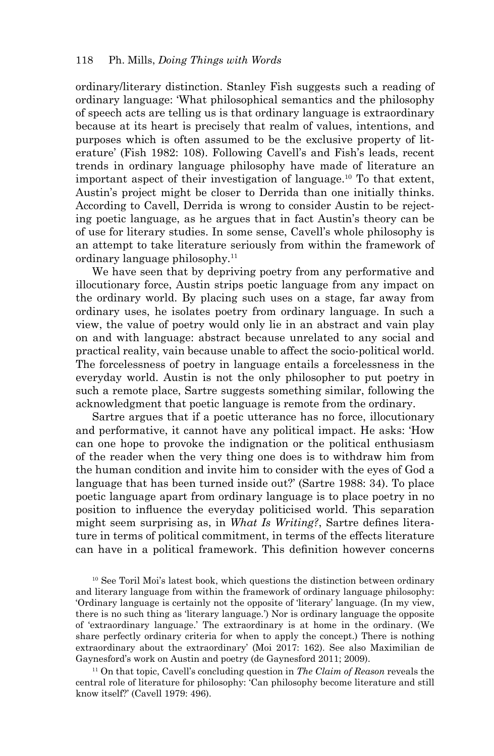ordinary/literary distinction. Stanley Fish suggests such a reading of ordinary language: 'What philosophical semantics and the philosophy of speech acts are telling us is that ordinary language is extraordinary because at its heart is precisely that realm of values, intentions, and purposes which is often assumed to be the exclusive property of literature' (Fish 1982: 108). Following Cavell's and Fish's leads, recent trends in ordinary language philosophy have made of literature an important aspect of their investigation of language.[10] To that extent, Austin's project might be closer to Derrida than one initially thinks. According to Cavell, Derrida is wrong to consider Austin to be rejecting poetic language, as he argues that in fact Austin's theory can be of use for literary studies. In some sense, Cavell's whole philosophy is an attempt to take literature seriously from within the framework of ordinary language philosophy.[11]

We have seen that by depriving poetry from any performative and illocutionary force, Austin strips poetic language from any impact on the ordinary world. By placing such uses on a stage, far away from ordinary uses, he isolates poetry from ordinary language. In such a view, the value of poetry would only lie in an abstract and vain play on and with language: abstract because unrelated to any social and practical reality, vain because unable to affect the socio-political world. The forcelessness of poetry in language entails a forcelessness in the everyday world. Austin is not the only philosopher to put poetry in such a remote place, Sartre suggests something similar, following the acknowledgment that poetic language is remote from the ordinary.

Sartre argues that if a poetic utterance has no force, illocutionary and performative, it cannot have any political impact. He asks: 'How can one hope to provoke the indignation or the political enthusiasm of the reader when the very thing one does is to withdraw him from the human condition and invite him to consider with the eyes of God a language that has been turned inside out?' (Sartre 1988: 34). To place poetic language apart from ordinary language is to place poetry in no position to influence the everyday politicised world. This separation might seem surprising as, in *What Is Writing?*, Sartre defines literature in terms of political commitment, in terms of the effects literature can have in a political framework. This definition however concerns

[10] See Toril Moi's latest book, which questions the distinction between ordinary and literary language from within the framework of ordinary language philosophy: 'Ordinary language is certainly not the opposite of 'literary' language. (In my view, there is no such thing as 'literary language.') Nor is ordinary language the opposite of 'extraordinary language.' The extraordinary is at home in the ordinary. (We share perfectly ordinary criteria for when to apply the concept.) There is nothing extraordinary about the extraordinary' (Moi 2017: 162). See also Maximilian de Gaynesford's work on Austin and poetry (de Gaynesford 2011; 2009).

[11] On that topic, Cavell's concluding question in *The Claim of Reason* reveals the central role of literature for philosophy: 'Can philosophy become literature and still know itself?' (Cavell 1979: 496).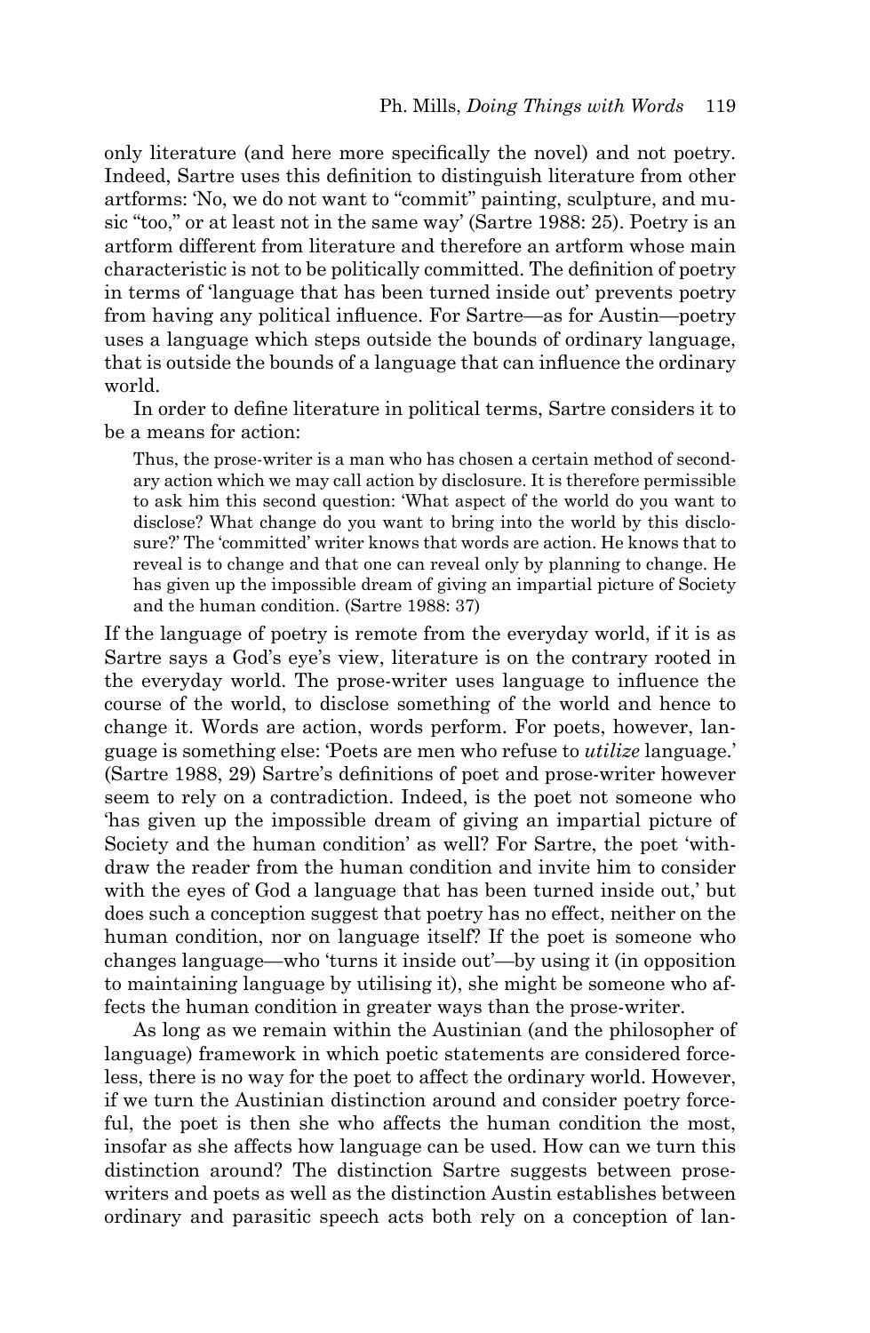only literature (and here more specifically the novel) and not poetry. Indeed, Sartre uses this definition to distinguish literature from other artforms: 'No, we do not want to "commit" painting, sculpture, and music "too," or at least not in the same way' (Sartre 1988: 25). Poetry is an artform different from literature and therefore an artform whose main characteristic is not to be politically committed. The definition of poetry in terms of 'language that has been turned inside out' prevents poetry from having any political influence. For Sartre—as for Austin—poetry uses a language which steps outside the bounds of ordinary language, that is outside the bounds of a language that can influence the ordinary world.

In order to define literature in political terms, Sartre considers it to be a means for action:

> Thus, the prose-writer is a man who has chosen a certain method of secondary action which we may call action by disclosure. It is therefore permissible to ask him this second question: 'What aspect of the world do you want to disclose? What change do you want to bring into the world by this disclosure?' The 'committed' writer knows that words are action. He knows that to reveal is to change and that one can reveal only by planning to change. He has given up the impossible dream of giving an impartial picture of Society and the human condition. (Sartre 1988: 37)

If the language of poetry is remote from the everyday world, if it is as Sartre says a God's eye's view, literature is on the contrary rooted in the everyday world. The prose-writer uses language to influence the course of the world, to disclose something of the world and hence to change it. Words are action, words perform. For poets, however, language is something else: 'Poets are men who refuse to *utilize* language.' (Sartre 1988, 29) Sartre's definitions of poet and prose-writer however seem to rely on a contradiction. Indeed, is the poet not someone who 'has given up the impossible dream of giving an impartial picture of Society and the human condition' as well? For Sartre, the poet 'withdraw the reader from the human condition and invite him to consider with the eyes of God a language that has been turned inside out,' but does such a conception suggest that poetry has no effect, neither on the human condition, nor on language itself? If the poet is someone who changes language—who 'turns it inside out'—by using it (in opposition to maintaining language by utilising it), she might be someone who affects the human condition in greater ways than the prose-writer.

As long as we remain within the Austinian (and the philosopher of language) framework in which poetic statements are considered forceless, there is no way for the poet to affect the ordinary world. However, if we turn the Austinian distinction around and consider poetry forceful, the poet is then she who affects the human condition the most, insofar as she affects how language can be used. How can we turn this distinction around? The distinction Sartre suggests between prose-writers and poets as well as the distinction Austin establishes between ordinary and parasitic speech acts both rely on a conception of lan-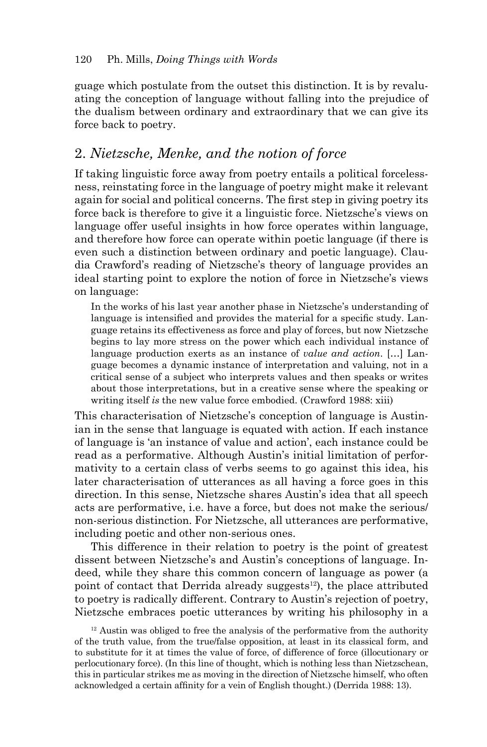guage which postulate from the outset this distinction. It is by revaluating the conception of language without falling into the prejudice of the dualism between ordinary and extraordinary that we can give its force back to poetry.

## 2. *Nietzsche, Menke, and the notion of force*

If taking linguistic force away from poetry entails a political forcelessness, reinstating force in the language of poetry might make it relevant again for social and political concerns. The first step in giving poetry its force back is therefore to give it a linguistic force. Nietzsche's views on language offer useful insights in how force operates within language, and therefore how force can operate within poetic language (if there is even such a distinction between ordinary and poetic language). Claudia Crawford's reading of Nietzsche's theory of language provides an ideal starting point to explore the notion of force in Nietzsche's views on language:

> In the works of his last year another phase in Nietzsche's understanding of language is intensified and provides the material for a specific study. Language retains its effectiveness as force and play of forces, but now Nietzsche begins to lay more stress on the power which each individual instance of language production exerts as an instance of *value and action*. [...] Language becomes a dynamic instance of interpretation and valuing, not in a critical sense of a subject who interprets values and then speaks or writes about those interpretations, but in a creative sense where the speaking or writing itself *is* the new value force embodied. (Crawford 1988: xiii)

This characterisation of Nietzsche's conception of language is Austinian in the sense that language is equated with action. If each instance of language is 'an instance of value and action', each instance could be read as a performative. Although Austin's initial limitation of performativity to a certain class of verbs seems to go against this idea, his later characterisation of utterances as all having a force goes in this direction. In this sense, Nietzsche shares Austin's idea that all speech acts are performative, i.e. have a force, but does not make the serious/non-serious distinction. For Nietzsche, all utterances are performative, including poetic and other non-serious ones.

This difference in their relation to poetry is the point of greatest dissent between Nietzsche's and Austin's conceptions of language. Indeed, while they share this common concern of language as power (a point of contact that Derrida already suggests[12]), the place attributed to poetry is radically different. Contrary to Austin's rejection of poetry, Nietzsche embraces poetic utterances by writing his philosophy in a

[12] Austin was obliged to free the analysis of the performative from the authority of the truth value, from the true/false opposition, at least in its classical form, and to substitute for it at times the value of force, of difference of force (illocutionary or perlocutionary force). (In this line of thought, which is nothing less than Nietzschean, this in particular strikes me as moving in the direction of Nietzsche himself, who often acknowledged a certain affinity for a vein of English thought.) (Derrida 1988: 13).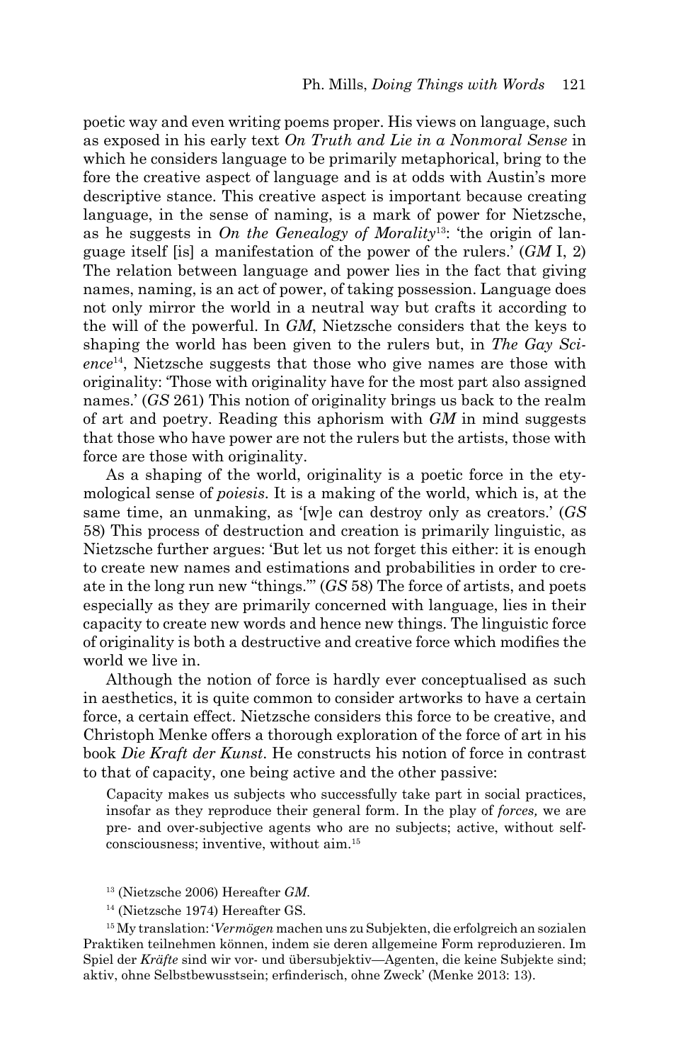poetic way and even writing poems proper. His views on language, such as exposed in his early text *On Truth and Lie in a Nonmoral Sense* in which he considers language to be primarily metaphorical, bring to the fore the creative aspect of language and is at odds with Austin's more descriptive stance. This creative aspect is important because creating language, in the sense of naming, is a mark of power for Nietzsche, as he suggests in *On the Genealogy of Morality*[13]: 'the origin of language itself [is] a manifestation of the power of the rulers.' (*GM* I, 2) The relation between language and power lies in the fact that giving names, naming, is an act of power, of taking possession. Language does not only mirror the world in a neutral way but crafts it according to the will of the powerful. In *GM*, Nietzsche considers that the keys to shaping the world has been given to the rulers but, in *The Gay Science*[14], Nietzsche suggests that those who give names are those with originality: 'Those with originality have for the most part also assigned names.' (*GS* 261) This notion of originality brings us back to the realm of art and poetry. Reading this aphorism with *GM* in mind suggests that those who have power are not the rulers but the artists, those with force are those with originality.

As a shaping of the world, originality is a poetic force in the etymological sense of *poiesis*. It is a making of the world, which is, at the same time, an unmaking, as '[w]e can destroy only as creators.' (*GS* 58) This process of destruction and creation is primarily linguistic, as Nietzsche further argues: 'But let us not forget this either: it is enough to create new names and estimations and probabilities in order to create in the long run new "things."' (*GS* 58) The force of artists, and poets especially as they are primarily concerned with language, lies in their capacity to create new words and hence new things. The linguistic force of originality is both a destructive and creative force which modifies the world we live in.

Although the notion of force is hardly ever conceptualised as such in aesthetics, it is quite common to consider artworks to have a certain force, a certain effect. Nietzsche considers this force to be creative, and Christoph Menke offers a thorough exploration of the force of art in his book *Die Kraft der Kunst*. He constructs his notion of force in contrast to that of capacity, one being active and the other passive:

> Capacity makes us subjects who successfully take part in social practices, insofar as they reproduce their general form. In the play of *forces,* we are pre- and over-subjective agents who are no subjects; active, without self-consciousness; inventive, without aim.[15]

[13] (Nietzsche 2006) Hereafter *GM*.

[14] (Nietzsche 1974) Hereafter GS.

[15] My translation: '*Vermögen* machen uns zu Subjekten, die erfolgreich an sozialen Praktiken teilnehmen können, indem sie deren allgemeine Form reproduzieren. Im Spiel der *Kräfte* sind wir vor- und übersubjektiv—Agenten, die keine Subjekte sind; aktiv, ohne Selbstbewusstsein; erfinderisch, ohne Zweck' (Menke 2013: 13).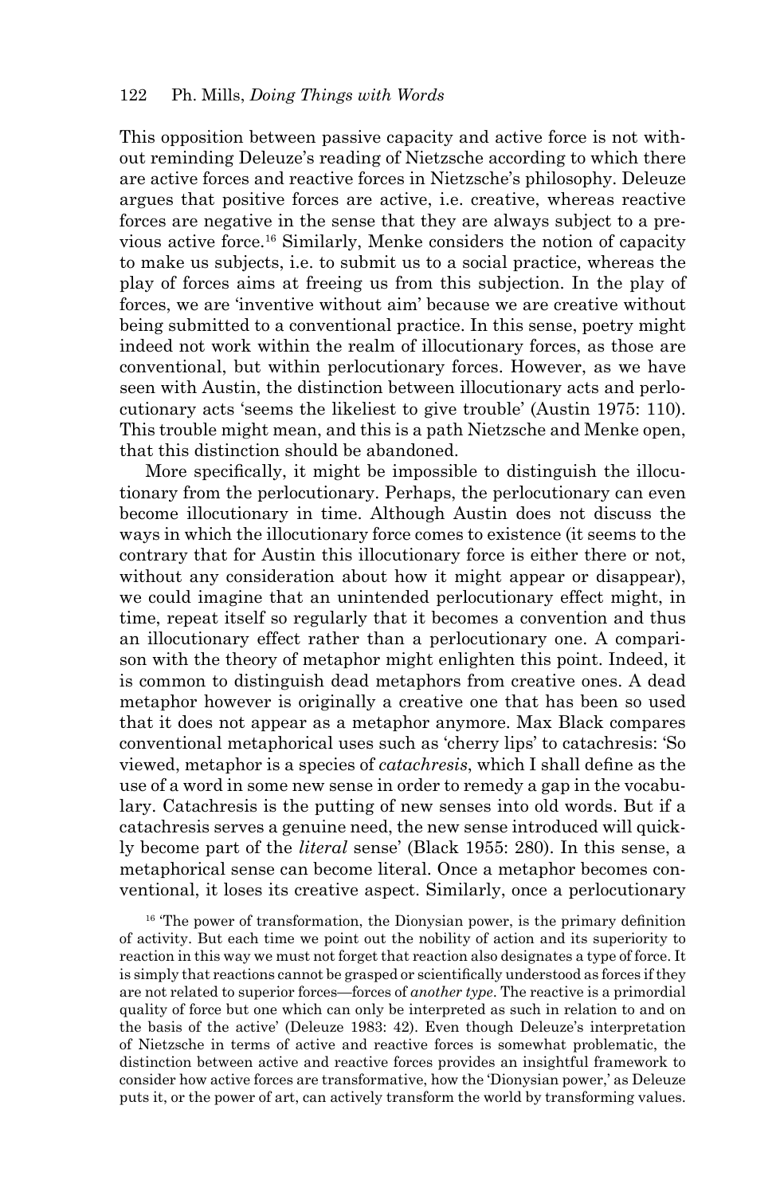This opposition between passive capacity and active force is not without reminding Deleuze's reading of Nietzsche according to which there are active forces and reactive forces in Nietzsche's philosophy. Deleuze argues that positive forces are active, i.e. creative, whereas reactive forces are negative in the sense that they are always subject to a previous active force.[16] Similarly, Menke considers the notion of capacity to make us subjects, i.e. to submit us to a social practice, whereas the play of forces aims at freeing us from this subjection. In the play of forces, we are 'inventive without aim' because we are creative without being submitted to a conventional practice. In this sense, poetry might indeed not work within the realm of illocutionary forces, as those are conventional, but within perlocutionary forces. However, as we have seen with Austin, the distinction between illocutionary acts and perlocutionary acts 'seems the likeliest to give trouble' (Austin 1975: 110). This trouble might mean, and this is a path Nietzsche and Menke open, that this distinction should be abandoned.

More specifically, it might be impossible to distinguish the illocutionary from the perlocutionary. Perhaps, the perlocutionary can even become illocutionary in time. Although Austin does not discuss the ways in which the illocutionary force comes to existence (it seems to the contrary that for Austin this illocutionary force is either there or not, without any consideration about how it might appear or disappear), we could imagine that an unintended perlocutionary effect might, in time, repeat itself so regularly that it becomes a convention and thus an illocutionary effect rather than a perlocutionary one. A comparison with the theory of metaphor might enlighten this point. Indeed, it is common to distinguish dead metaphors from creative ones. A dead metaphor however is originally a creative one that has been so used that it does not appear as a metaphor anymore. Max Black compares conventional metaphorical uses such as 'cherry lips' to catachresis: 'So viewed, metaphor is a species of *catachresis*, which I shall define as the use of a word in some new sense in order to remedy a gap in the vocabulary. Catachresis is the putting of new senses into old words. But if a catachresis serves a genuine need, the new sense introduced will quickly become part of the *literal* sense' (Black 1955: 280). In this sense, a metaphorical sense can become literal. Once a metaphor becomes conventional, it loses its creative aspect. Similarly, once a perlocutionary

[16] 'The power of transformation, the Dionysian power, is the primary definition of activity. But each time we point out the nobility of action and its superiority to reaction in this way we must not forget that reaction also designates a type of force. It is simply that reactions cannot be grasped or scientifically understood as forces if they are not related to superior forces—forces of *another type*. The reactive is a primordial quality of force but one which can only be interpreted as such in relation to and on the basis of the active' (Deleuze 1983: 42). Even though Deleuze's interpretation of Nietzsche in terms of active and reactive forces is somewhat problematic, the distinction between active and reactive forces provides an insightful framework to consider how active forces are transformative, how the 'Dionysian power,' as Deleuze puts it, or the power of art, can actively transform the world by transforming values.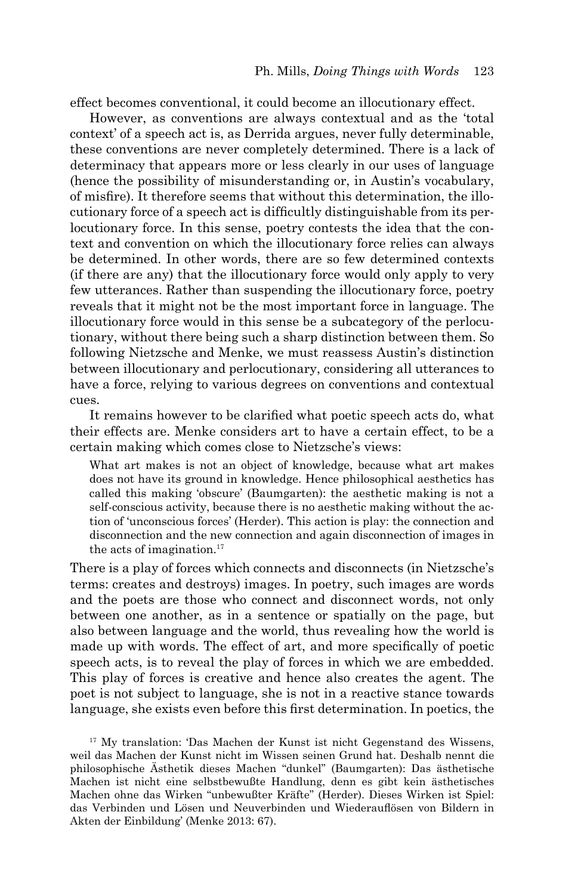effect becomes conventional, it could become an illocutionary effect.

However, as conventions are always contextual and as the 'total context' of a speech act is, as Derrida argues, never fully determinable, these conventions are never completely determined. There is a lack of determinacy that appears more or less clearly in our uses of language (hence the possibility of misunderstanding or, in Austin's vocabulary, of misfire). It therefore seems that without this determination, the illocutionary force of a speech act is difficultly distinguishable from its perlocutionary force. In this sense, poetry contests the idea that the context and convention on which the illocutionary force relies can always be determined. In other words, there are so few determined contexts (if there are any) that the illocutionary force would only apply to very few utterances. Rather than suspending the illocutionary force, poetry reveals that it might not be the most important force in language. The illocutionary force would in this sense be a subcategory of the perlocutionary, without there being such a sharp distinction between them. So following Nietzsche and Menke, we must reassess Austin's distinction between illocutionary and perlocutionary, considering all utterances to have a force, relying to various degrees on conventions and contextual cues.

It remains however to be clarified what poetic speech acts do, what their effects are. Menke considers art to have a certain effect, to be a certain making which comes close to Nietzsche's views:

> What art makes is not an object of knowledge, because what art makes does not have its ground in knowledge. Hence philosophical aesthetics has called this making 'obscure' (Baumgarten): the aesthetic making is not a self-conscious activity, because there is no aesthetic making without the action of 'unconscious forces' (Herder). This action is play: the connection and disconnection and the new connection and again disconnection of images in the acts of imagination.[17]

There is a play of forces which connects and disconnects (in Nietzsche's terms: creates and destroys) images. In poetry, such images are words and the poets are those who connect and disconnect words, not only between one another, as in a sentence or spatially on the page, but also between language and the world, thus revealing how the world is made up with words. The effect of art, and more specifically of poetic speech acts, is to reveal the play of forces in which we are embedded. This play of forces is creative and hence also creates the agent. The poet is not subject to language, she is not in a reactive stance towards language, she exists even before this first determination. In poetics, the

[17] My translation: 'Das Machen der Kunst ist nicht Gegenstand des Wissens, weil das Machen der Kunst nicht im Wissen seinen Grund hat. Deshalb nennt die philosophische Ästhetik dieses Machen "dunkel" (Baumgarten): Das ästhetische Machen ist nicht eine selbstbewußte Handlung, denn es gibt kein ästhetisches Machen ohne das Wirken "unbewußter Kräfte" (Herder). Dieses Wirken ist Spiel: das Verbinden und Lösen und Neuverbinden und Wiederauflösen von Bildern in Akten der Einbildung' (Menke 2013: 67).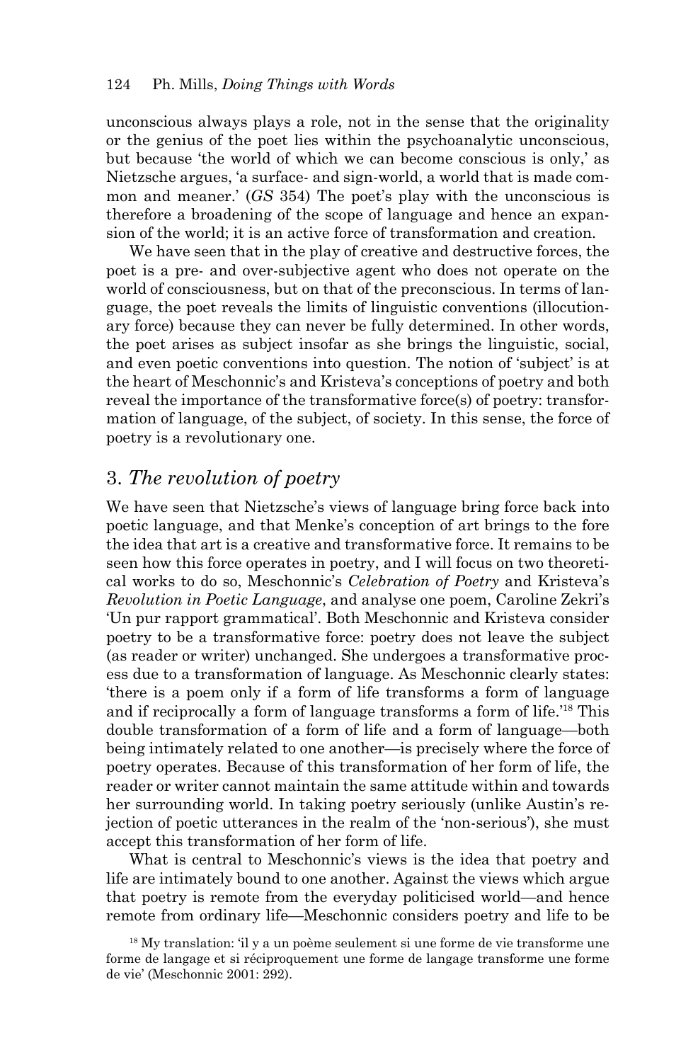unconscious always plays a role, not in the sense that the originality or the genius of the poet lies within the psychoanalytic unconscious, but because 'the world of which we can become conscious is only,' as Nietzsche argues, 'a surface- and sign-world, a world that is made common and meaner.' (*GS* 354) The poet's play with the unconscious is therefore a broadening of the scope of language and hence an expansion of the world; it is an active force of transformation and creation.

We have seen that in the play of creative and destructive forces, the poet is a pre- and over-subjective agent who does not operate on the world of consciousness, but on that of the preconscious. In terms of language, the poet reveals the limits of linguistic conventions (illocutionary force) because they can never be fully determined. In other words, the poet arises as subject insofar as she brings the linguistic, social, and even poetic conventions into question. The notion of 'subject' is at the heart of Meschonnic's and Kristeva's conceptions of poetry and both reveal the importance of the transformative force(s) of poetry: transformation of language, of the subject, of society. In this sense, the force of poetry is a revolutionary one.

## 3. *The revolution of poetry*

We have seen that Nietzsche's views of language bring force back into poetic language, and that Menke's conception of art brings to the fore the idea that art is a creative and transformative force. It remains to be seen how this force operates in poetry, and I will focus on two theoretical works to do so, Meschonnic's *Celebration of Poetry* and Kristeva's *Revolution in Poetic Language*, and analyse one poem, Caroline Zekri's 'Un pur rapport grammatical'. Both Meschonnic and Kristeva consider poetry to be a transformative force: poetry does not leave the subject (as reader or writer) unchanged. She undergoes a transformative process due to a transformation of language. As Meschonnic clearly states: 'there is a poem only if a form of life transforms a form of language and if reciprocally a form of language transforms a form of life.'[18] This double transformation of a form of life and a form of language—both being intimately related to one another—is precisely where the force of poetry operates. Because of this transformation of her form of life, the reader or writer cannot maintain the same attitude within and towards her surrounding world. In taking poetry seriously (unlike Austin's rejection of poetic utterances in the realm of the 'non-serious'), she must accept this transformation of her form of life.

What is central to Meschonnic's views is the idea that poetry and life are intimately bound to one another. Against the views which argue that poetry is remote from the everyday politicised world—and hence remote from ordinary life—Meschonnic considers poetry and life to be

[18] My translation: 'il y a un poème seulement si une forme de vie transforme une forme de langage et si réciproquement une forme de langage transforme une forme de vie' (Meschonnic 2001: 292).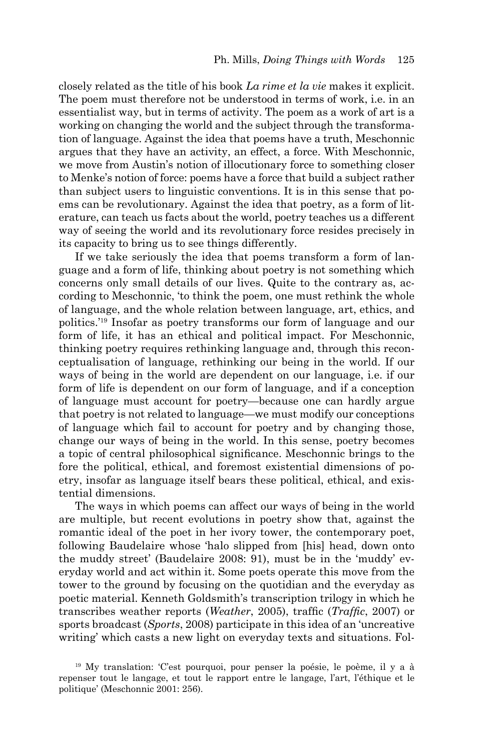closely related as the title of his book *La rime et la vie* makes it explicit. The poem must therefore not be understood in terms of work, i.e. in an essentialist way, but in terms of activity. The poem as a work of art is a working on changing the world and the subject through the transformation of language. Against the idea that poems have a truth, Meschonnic argues that they have an activity, an effect, a force. With Meschonnic, we move from Austin's notion of illocutionary force to something closer to Menke's notion of force: poems have a force that build a subject rather than subject users to linguistic conventions. It is in this sense that poems can be revolutionary. Against the idea that poetry, as a form of literature, can teach us facts about the world, poetry teaches us a different way of seeing the world and its revolutionary force resides precisely in its capacity to bring us to see things differently.

If we take seriously the idea that poems transform a form of language and a form of life, thinking about poetry is not something which concerns only small details of our lives. Quite to the contrary as, according to Meschonnic, 'to think the poem, one must rethink the whole of language, and the whole relation between language, art, ethics, and politics.'[19] Insofar as poetry transforms our form of language and our form of life, it has an ethical and political impact. For Meschonnic, thinking poetry requires rethinking language and, through this reconceptualisation of language, rethinking our being in the world. If our ways of being in the world are dependent on our language, i.e. if our form of life is dependent on our form of language, and if a conception of language must account for poetry—because one can hardly argue that poetry is not related to language—we must modify our conceptions of language which fail to account for poetry and by changing those, change our ways of being in the world. In this sense, poetry becomes a topic of central philosophical significance. Meschonnic brings to the fore the political, ethical, and foremost existential dimensions of poetry, insofar as language itself bears these political, ethical, and existential dimensions.

The ways in which poems can affect our ways of being in the world are multiple, but recent evolutions in poetry show that, against the romantic ideal of the poet in her ivory tower, the contemporary poet, following Baudelaire whose 'halo slipped from [his] head, down onto the muddy street' (Baudelaire 2008: 91), must be in the 'muddy' everyday world and act within it. Some poets operate this move from the tower to the ground by focusing on the quotidian and the everyday as poetic material. Kenneth Goldsmith's transcription trilogy in which he transcribes weather reports (*Weather*, 2005), traffic (*Traffic*, 2007) or sports broadcast (*Sports*, 2008) participate in this idea of an 'uncreative writing' which casts a new light on everyday texts and situations. Fol-

[19] My translation: 'C'est pourquoi, pour penser la poésie, le poème, il y a à repenser tout le langage, et tout le rapport entre le langage, l'art, l'éthique et le politique' (Meschonnic 2001: 256).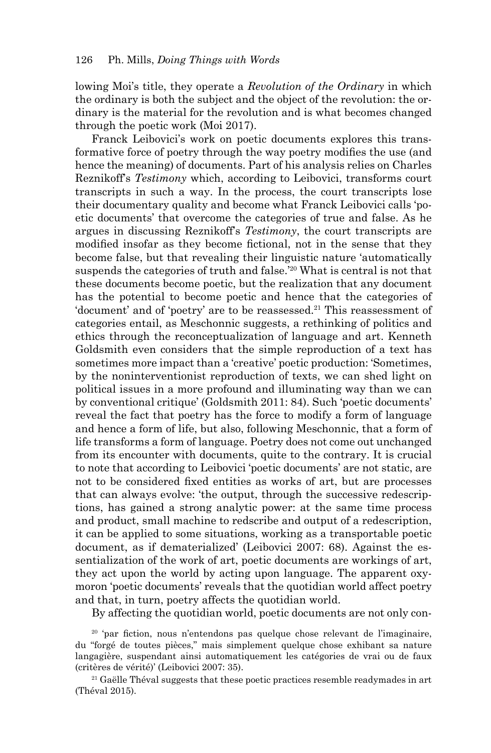lowing Moi's title, they operate a *Revolution of the Ordinary* in which the ordinary is both the subject and the object of the revolution: the ordinary is the material for the revolution and is what becomes changed through the poetic work (Moi 2017).

Franck Leibovici's work on poetic documents explores this transformative force of poetry through the way poetry modifies the use (and hence the meaning) of documents. Part of his analysis relies on Charles Reznikoff's *Testimony* which, according to Leibovici, transforms court transcripts in such a way. In the process, the court transcripts lose their documentary quality and become what Franck Leibovici calls 'poetic documents' that overcome the categories of true and false. As he argues in discussing Reznikoff's *Testimony*, the court transcripts are modified insofar as they become fictional, not in the sense that they become false, but that revealing their linguistic nature 'automatically suspends the categories of truth and false.'[20] What is central is not that these documents become poetic, but the realization that any document has the potential to become poetic and hence that the categories of 'document' and of 'poetry' are to be reassessed.[21] This reassessment of categories entail, as Meschonnic suggests, a rethinking of politics and ethics through the reconceptualization of language and art. Kenneth Goldsmith even considers that the simple reproduction of a text has sometimes more impact than a 'creative' poetic production: 'Sometimes, by the noninterventionist reproduction of texts, we can shed light on political issues in a more profound and illuminating way than we can by conventional critique' (Goldsmith 2011: 84). Such 'poetic documents' reveal the fact that poetry has the force to modify a form of language and hence a form of life, but also, following Meschonnic, that a form of life transforms a form of language. Poetry does not come out unchanged from its encounter with documents, quite to the contrary. It is crucial to note that according to Leibovici 'poetic documents' are not static, are not to be considered fixed entities as works of art, but are processes that can always evolve: 'the output, through the successive redescriptions, has gained a strong analytic power: at the same time process and product, small machine to redscribe and output of a redescription, it can be applied to some situations, working as a transportable poetic document, as if dematerialized' (Leibovici 2007: 68). Against the essentialization of the work of art, poetic documents are workings of art, they act upon the world by acting upon language. The apparent oxymoron 'poetic documents' reveals that the quotidian world affect poetry and that, in turn, poetry affects the quotidian world.

By affecting the quotidian world, poetic documents are not only con-

[20] 'par fiction, nous n'entendons pas quelque chose relevant de l'imaginaire, du "forgé de toutes pièces," mais simplement quelque chose exhibant sa nature langagière, suspendant ainsi automatiquement les catégories de vrai ou de faux (critères de vérité)' (Leibovici 2007: 35).

[21] Gaëlle Théval suggests that these poetic practices resemble readymades in art (Théval 2015).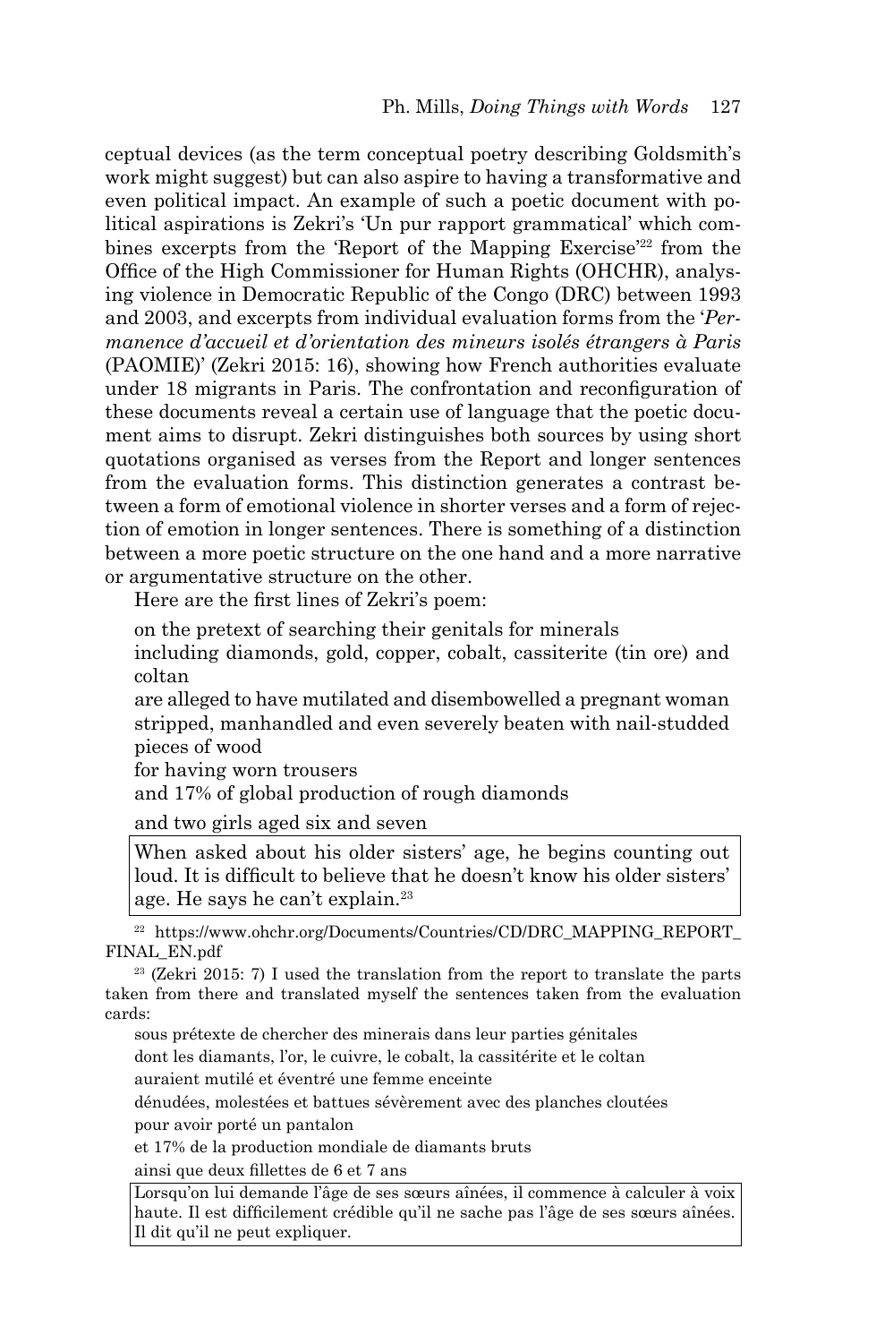ceptual devices (as the term conceptual poetry describing Goldsmith's work might suggest) but can also aspire to having a transformative and even political impact. An example of such a poetic document with political aspirations is Zekri's 'Un pur rapport grammatical' which combines excerpts from the 'Report of the Mapping Exercise'[22] from the Office of the High Commissioner for Human Rights (OHCHR), analysing violence in Democratic Republic of the Congo (DRC) between 1993 and 2003, and excerpts from individual evaluation forms from the '*Permanence d'accueil et d'orientation des mineurs isolés étrangers à Paris* (PAOMIE)' (Zekri 2015: 16), showing how French authorities evaluate under 18 migrants in Paris. The confrontation and reconfiguration of these documents reveal a certain use of language that the poetic document aims to disrupt. Zekri distinguishes both sources by using short quotations organised as verses from the Report and longer sentences from the evaluation forms. This distinction generates a contrast between a form of emotional violence in shorter verses and a form of rejection of emotion in longer sentences. There is something of a distinction between a more poetic structure on the one hand and a more narrative or argumentative structure on the other.

Here are the first lines of Zekri's poem:

on the pretext of searching their genitals for minerals
including diamonds, gold, copper, cobalt, cassiterite (tin ore) and coltan
are alleged to have mutilated and disembowelled a pregnant woman
stripped, manhandled and even severely beaten with nail-studded pieces of wood
for having worn trousers
and 17% of global production of rough diamonds

and two girls aged six and seven

| When asked about his older sisters' age, he begins counting out loud. It is difficult to believe that he doesn't know his older sisters' age. He says he can't explain.[23] |
|---|

[22] https://www.ohchr.org/Documents/Countries/CD/DRC_MAPPING_REPORT_FINAL_EN.pdf

[23] (Zekri 2015: 7) I used the translation from the report to translate the parts taken from there and translated myself the sentences taken from the evaluation cards:

sous prétexte de chercher des minerais dans leur parties génitales
dont les diamants, l'or, le cuivre, le cobalt, la cassitérite et le coltan
auraient mutilé et éventré une femme enceinte
dénudées, molestées et battues sévèrement avec des planches cloutées
pour avoir porté un pantalon
et 17% de la production mondiale de diamants bruts
ainsi que deux fillettes de 6 et 7 ans

| Lorsqu'on lui demande l'âge de ses sœurs aînées, il commence à calculer à voix haute. Il est difficilement crédible qu'il ne sache pas l'âge de ses sœurs aînées. Il dit qu'il ne peut expliquer. |
|---|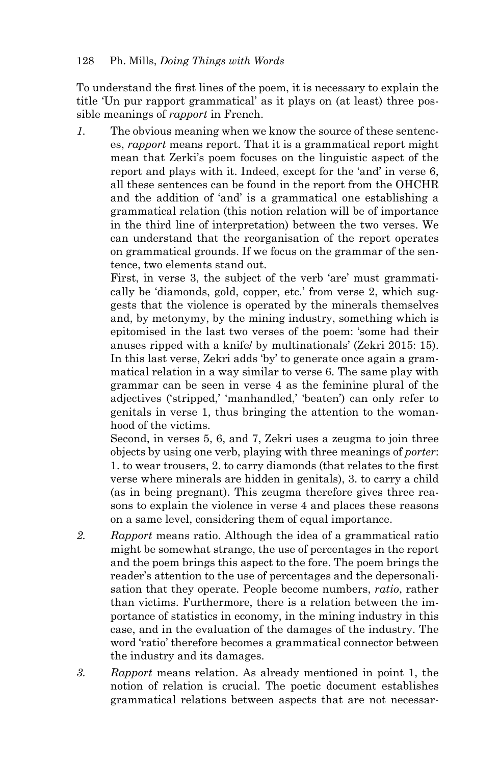To understand the first lines of the poem, it is necessary to explain the title 'Un pur rapport grammatical' as it plays on (at least) three possible meanings of *rapport* in French.

*1.* The obvious meaning when we know the source of these sentences, *rapport* means report. That it is a grammatical report might mean that Zerki's poem focuses on the linguistic aspect of the report and plays with it. Indeed, except for the 'and' in verse 6, all these sentences can be found in the report from the OHCHR and the addition of 'and' is a grammatical one establishing a grammatical relation (this notion relation will be of importance in the third line of interpretation) between the two verses. We can understand that the reorganisation of the report operates on grammatical grounds. If we focus on the grammar of the sentence, two elements stand out.

First, in verse 3, the subject of the verb 'are' must grammatically be 'diamonds, gold, copper, etc.' from verse 2, which suggests that the violence is operated by the minerals themselves and, by metonymy, by the mining industry, something which is epitomised in the last two verses of the poem: 'some had their anuses ripped with a knife/ by multinationals' (Zekri 2015: 15). In this last verse, Zekri adds 'by' to generate once again a grammatical relation in a way similar to verse 6. The same play with grammar can be seen in verse 4 as the feminine plural of the adjectives ('stripped,' 'manhandled,' 'beaten') can only refer to genitals in verse 1, thus bringing the attention to the womanhood of the victims.

Second, in verses 5, 6, and 7, Zekri uses a zeugma to join three objects by using one verb, playing with three meanings of *porter*: 1. to wear trousers, 2. to carry diamonds (that relates to the first verse where minerals are hidden in genitals), 3. to carry a child (as in being pregnant). This zeugma therefore gives three reasons to explain the violence in verse 4 and places these reasons on a same level, considering them of equal importance.

*2.* *Rapport* means ratio. Although the idea of a grammatical ratio might be somewhat strange, the use of percentages in the report and the poem brings this aspect to the fore. The poem brings the reader's attention to the use of percentages and the depersonalisation that they operate. People become numbers, *ratio*, rather than victims. Furthermore, there is a relation between the importance of statistics in economy, in the mining industry in this case, and in the evaluation of the damages of the industry. The word 'ratio' therefore becomes a grammatical connector between the industry and its damages.

*3.* *Rapport* means relation. As already mentioned in point 1, the notion of relation is crucial. The poetic document establishes grammatical relations between aspects that are not necessar-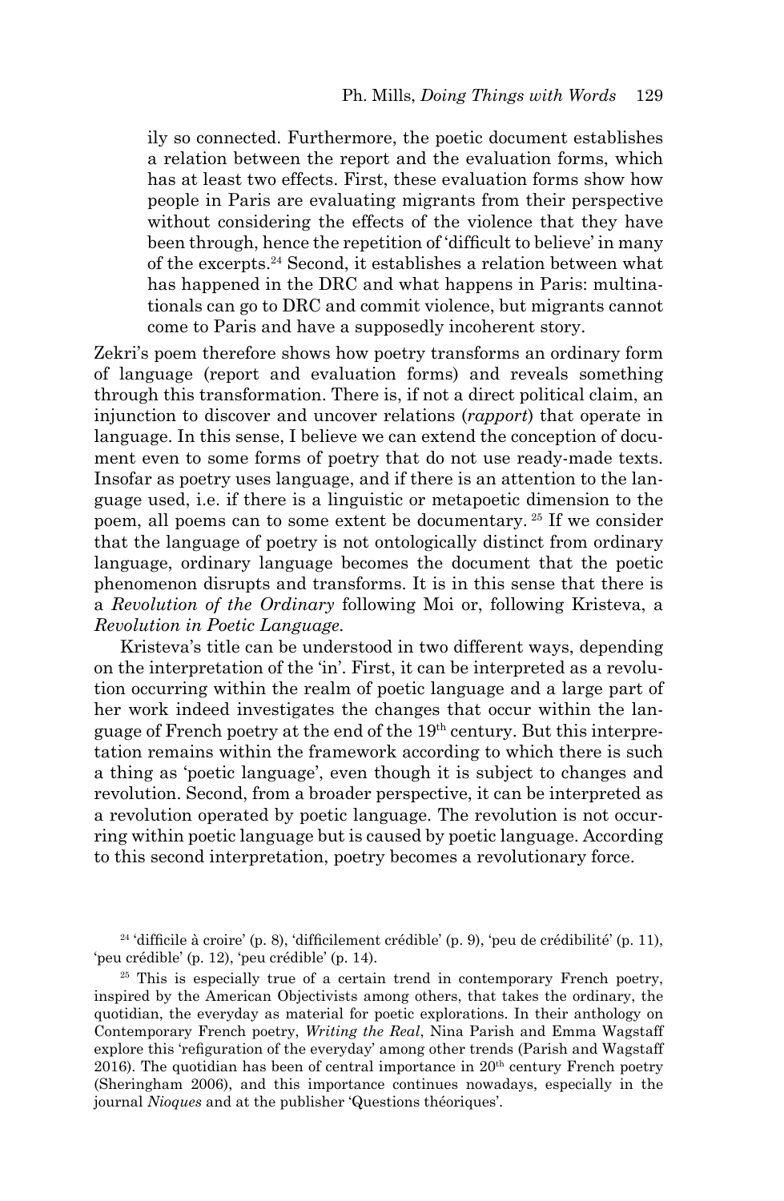ily so connected. Furthermore, the poetic document establishes a relation between the report and the evaluation forms, which has at least two effects. First, these evaluation forms show how people in Paris are evaluating migrants from their perspective without considering the effects of the violence that they have been through, hence the repetition of 'difficult to believe' in many of the excerpts.[24] Second, it establishes a relation between what has happened in the DRC and what happens in Paris: multinationals can go to DRC and commit violence, but migrants cannot come to Paris and have a supposedly incoherent story.

Zekri's poem therefore shows how poetry transforms an ordinary form of language (report and evaluation forms) and reveals something through this transformation. There is, if not a direct political claim, an injunction to discover and uncover relations (*rapport*) that operate in language. In this sense, I believe we can extend the conception of document even to some forms of poetry that do not use ready-made texts. Insofar as poetry uses language, and if there is an attention to the language used, i.e. if there is a linguistic or metapoetic dimension to the poem, all poems can to some extent be documentary.[25] If we consider that the language of poetry is not ontologically distinct from ordinary language, ordinary language becomes the document that the poetic phenomenon disrupts and transforms. It is in this sense that there is a *Revolution of the Ordinary* following Moi or, following Kristeva, a *Revolution in Poetic Language.*

Kristeva's title can be understood in two different ways, depending on the interpretation of the 'in'. First, it can be interpreted as a revolution occurring within the realm of poetic language and a large part of her work indeed investigates the changes that occur within the language of French poetry at the end of the 19th century. But this interpretation remains within the framework according to which there is such a thing as 'poetic language', even though it is subject to changes and revolution. Second, from a broader perspective, it can be interpreted as a revolution operated by poetic language. The revolution is not occurring within poetic language but is caused by poetic language. According to this second interpretation, poetry becomes a revolutionary force.

[24] 'difficile à croire' (p. 8), 'difficilement crédible' (p. 9), 'peu de crédibilité' (p. 11), 'peu crédible' (p. 12), 'peu crédible' (p. 14).

[25] This is especially true of a certain trend in contemporary French poetry, inspired by the American Objectivists among others, that takes the ordinary, the quotidian, the everyday as material for poetic explorations. In their anthology on Contemporary French poetry, *Writing the Real*, Nina Parish and Emma Wagstaff explore this 'refiguration of the everyday' among other trends (Parish and Wagstaff 2016). The quotidian has been of central importance in 20th century French poetry (Sheringham 2006), and this importance continues nowadays, especially in the journal *Nioques* and at the publisher 'Questions théoriques'.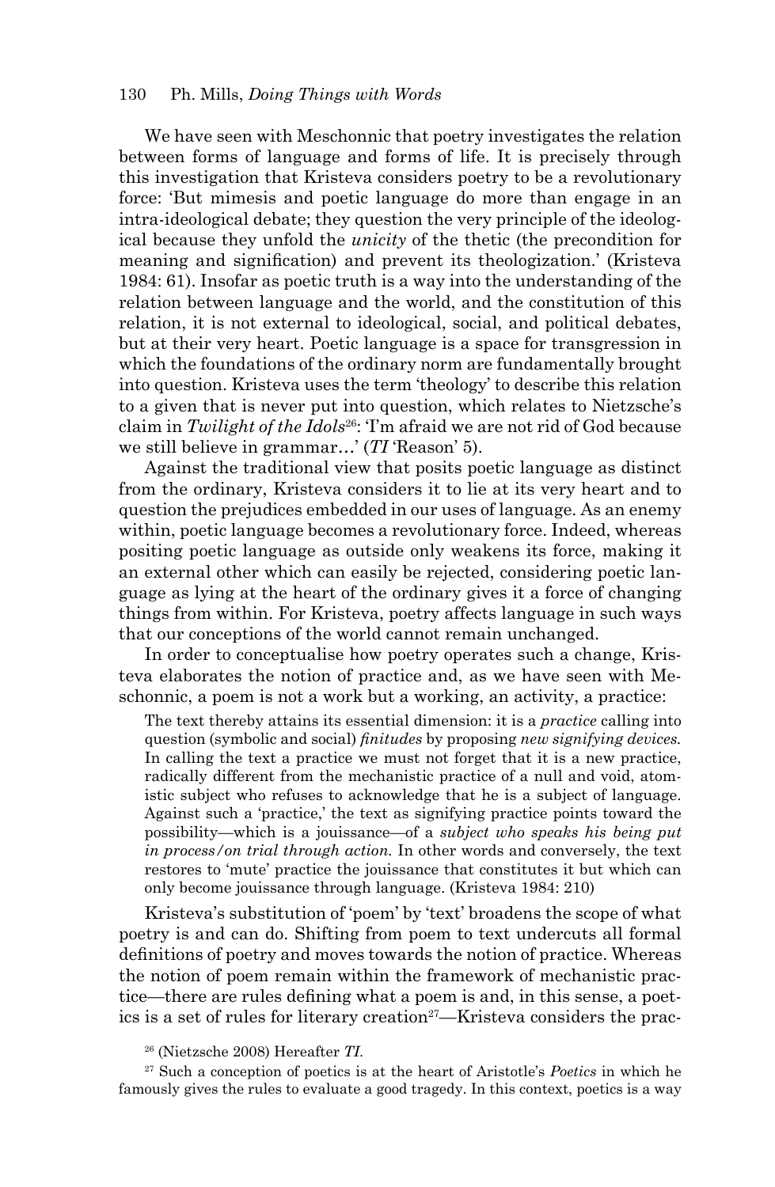We have seen with Meschonnic that poetry investigates the relation between forms of language and forms of life. It is precisely through this investigation that Kristeva considers poetry to be a revolutionary force: 'But mimesis and poetic language do more than engage in an intra-ideological debate; they question the very principle of the ideological because they unfold the *unicity* of the thetic (the precondition for meaning and signification) and prevent its theologization.' (Kristeva 1984: 61). Insofar as poetic truth is a way into the understanding of the relation between language and the world, and the constitution of this relation, it is not external to ideological, social, and political debates, but at their very heart. Poetic language is a space for transgression in which the foundations of the ordinary norm are fundamentally brought into question. Kristeva uses the term 'theology' to describe this relation to a given that is never put into question, which relates to Nietzsche's claim in *Twilight of the Idols*[26]: 'I'm afraid we are not rid of God because we still believe in grammar…' (*TI* 'Reason' 5).

Against the traditional view that posits poetic language as distinct from the ordinary, Kristeva considers it to lie at its very heart and to question the prejudices embedded in our uses of language. As an enemy within, poetic language becomes a revolutionary force. Indeed, whereas positing poetic language as outside only weakens its force, making it an external other which can easily be rejected, considering poetic language as lying at the heart of the ordinary gives it a force of changing things from within. For Kristeva, poetry affects language in such ways that our conceptions of the world cannot remain unchanged.

In order to conceptualise how poetry operates such a change, Kristeva elaborates the notion of practice and, as we have seen with Meschonnic, a poem is not a work but a working, an activity, a practice:

> The text thereby attains its essential dimension: it is a *practice* calling into question (symbolic and social) *finitudes* by proposing *new signifying devices.* In calling the text a practice we must not forget that it is a new practice, radically different from the mechanistic practice of a null and void, atomistic subject who refuses to acknowledge that he is a subject of language. Against such a 'practice,' the text as signifying practice points toward the possibility—which is a jouissance—of a *subject who speaks his being put in process/on trial through action.* In other words and conversely, the text restores to 'mute' practice the jouissance that constitutes it but which can only become jouissance through language. (Kristeva 1984: 210)

Kristeva's substitution of 'poem' by 'text' broadens the scope of what poetry is and can do. Shifting from poem to text undercuts all formal definitions of poetry and moves towards the notion of practice. Whereas the notion of poem remain within the framework of mechanistic practice—there are rules defining what a poem is and, in this sense, a poetics is a set of rules for literary creation[27]—Kristeva considers the prac-

[26] (Nietzsche 2008) Hereafter *TI*.

[27] Such a conception of poetics is at the heart of Aristotle's *Poetics* in which he famously gives the rules to evaluate a good tragedy. In this context, poetics is a way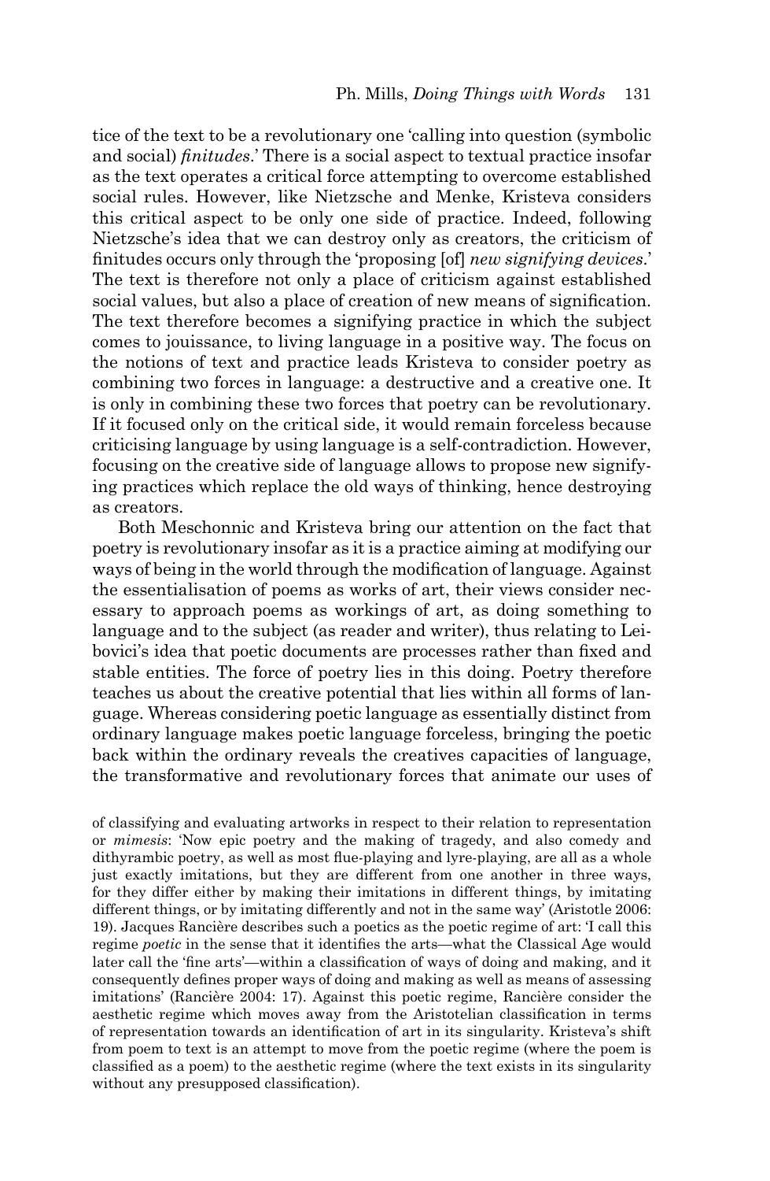tice of the text to be a revolutionary one 'calling into question (symbolic and social) *finitudes*.' There is a social aspect to textual practice insofar as the text operates a critical force attempting to overcome established social rules. However, like Nietzsche and Menke, Kristeva considers this critical aspect to be only one side of practice. Indeed, following Nietzsche's idea that we can destroy only as creators, the criticism of finitudes occurs only through the 'proposing [of] *new signifying devices*.' The text is therefore not only a place of criticism against established social values, but also a place of creation of new means of signification. The text therefore becomes a signifying practice in which the subject comes to jouissance, to living language in a positive way. The focus on the notions of text and practice leads Kristeva to consider poetry as combining two forces in language: a destructive and a creative one. It is only in combining these two forces that poetry can be revolutionary. If it focused only on the critical side, it would remain forceless because criticising language by using language is a self-contradiction. However, focusing on the creative side of language allows to propose new signifying practices which replace the old ways of thinking, hence destroying as creators.

Both Meschonnic and Kristeva bring our attention on the fact that poetry is revolutionary insofar as it is a practice aiming at modifying our ways of being in the world through the modification of language. Against the essentialisation of poems as works of art, their views consider necessary to approach poems as workings of art, as doing something to language and to the subject (as reader and writer), thus relating to Leibovici's idea that poetic documents are processes rather than fixed and stable entities. The force of poetry lies in this doing. Poetry therefore teaches us about the creative potential that lies within all forms of language. Whereas considering poetic language as essentially distinct from ordinary language makes poetic language forceless, bringing the poetic back within the ordinary reveals the creatives capacities of language, the transformative and revolutionary forces that animate our uses of

of classifying and evaluating artworks in respect to their relation to representation or *mimesis*: 'Now epic poetry and the making of tragedy, and also comedy and dithyrambic poetry, as well as most flue-playing and lyre-playing, are all as a whole just exactly imitations, but they are different from one another in three ways, for they differ either by making their imitations in different things, by imitating different things, or by imitating differently and not in the same way' (Aristotle 2006: 19). Jacques Rancière describes such a poetics as the poetic regime of art: 'I call this regime *poetic* in the sense that it identifies the arts—what the Classical Age would later call the 'fine arts'—within a classification of ways of doing and making, and it consequently defines proper ways of doing and making as well as means of assessing imitations' (Rancière 2004: 17). Against this poetic regime, Rancière consider the aesthetic regime which moves away from the Aristotelian classification in terms of representation towards an identification of art in its singularity. Kristeva's shift from poem to text is an attempt to move from the poetic regime (where the poem is classified as a poem) to the aesthetic regime (where the text exists in its singularity without any presupposed classification).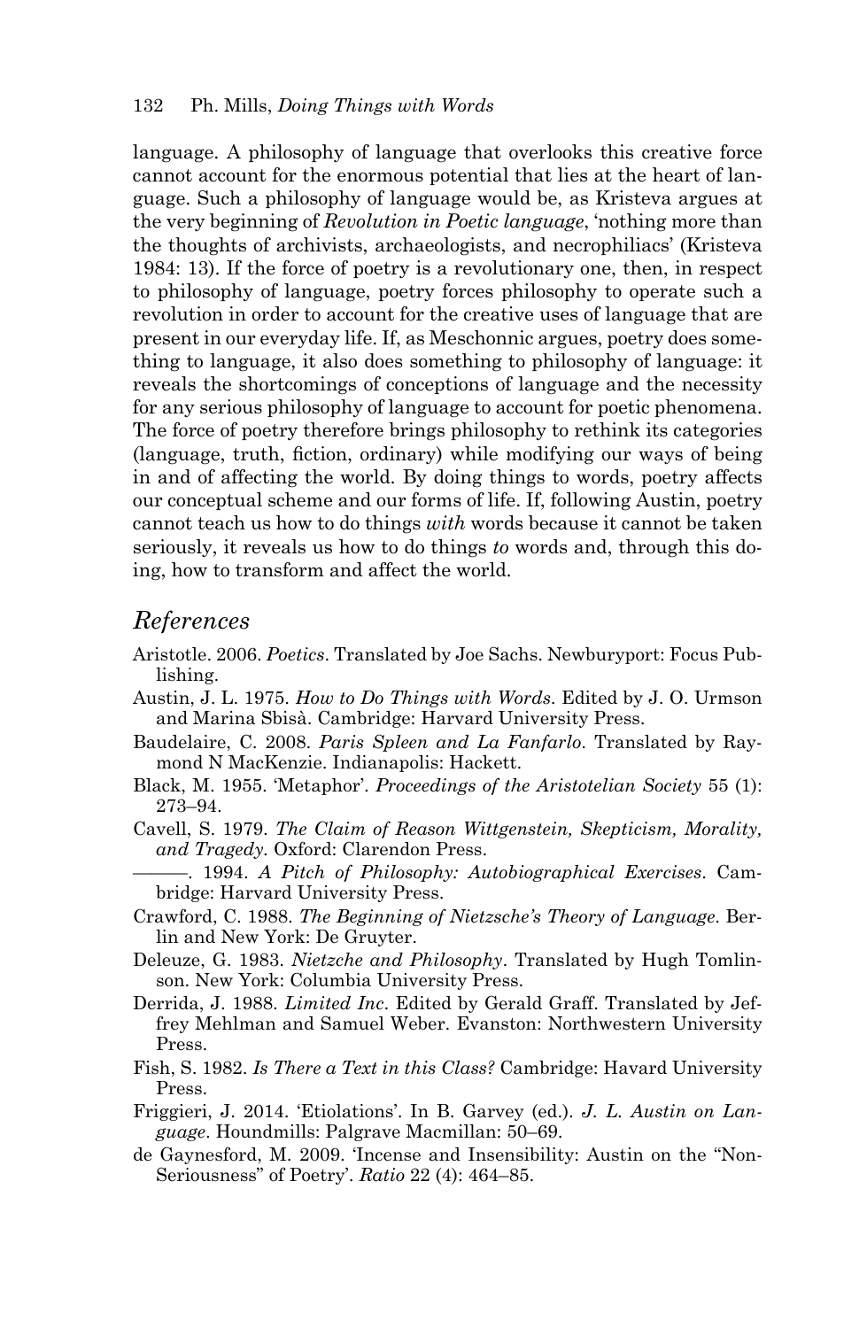language. A philosophy of language that overlooks this creative force cannot account for the enormous potential that lies at the heart of language. Such a philosophy of language would be, as Kristeva argues at the very beginning of *Revolution in Poetic language*, 'nothing more than the thoughts of archivists, archaeologists, and necrophiliacs' (Kristeva 1984: 13). If the force of poetry is a revolutionary one, then, in respect to philosophy of language, poetry forces philosophy to operate such a revolution in order to account for the creative uses of language that are present in our everyday life. If, as Meschonnic argues, poetry does something to language, it also does something to philosophy of language: it reveals the shortcomings of conceptions of language and the necessity for any serious philosophy of language to account for poetic phenomena. The force of poetry therefore brings philosophy to rethink its categories (language, truth, fiction, ordinary) while modifying our ways of being in and of affecting the world. By doing things to words, poetry affects our conceptual scheme and our forms of life. If, following Austin, poetry cannot teach us how to do things *with* words because it cannot be taken seriously, it reveals us how to do things *to* words and, through this doing, how to transform and affect the world.

## References

Aristotle. 2006. *Poetics*. Translated by Joe Sachs. Newburyport: Focus Publishing.

Austin, J. L. 1975. *How to Do Things with Words*. Edited by J. O. Urmson and Marina Sbisà. Cambridge: Harvard University Press.

Baudelaire, C. 2008. *Paris Spleen and La Fanfarlo*. Translated by Raymond N MacKenzie. Indianapolis: Hackett.

Black, M. 1955. 'Metaphor'. *Proceedings of the Aristotelian Society* 55 (1): 273–94.

Cavell, S. 1979. *The Claim of Reason Wittgenstein, Skepticism, Morality, and Tragedy*. Oxford: Clarendon Press.

———. 1994. *A Pitch of Philosophy: Autobiographical Exercises*. Cambridge: Harvard University Press.

Crawford, C. 1988. *The Beginning of Nietzsche's Theory of Language*. Berlin and New York: De Gruyter.

Deleuze, G. 1983. *Nietzche and Philosophy*. Translated by Hugh Tomlinson. New York: Columbia University Press.

Derrida, J. 1988. *Limited Inc*. Edited by Gerald Graff. Translated by Jeffrey Mehlman and Samuel Weber. Evanston: Northwestern University Press.

Fish, S. 1982. *Is There a Text in this Class?* Cambridge: Havard University Press.

Friggieri, J. 2014. 'Etiolations'. In B. Garvey (ed.). *J. L. Austin on Language*. Houndmills: Palgrave Macmillan: 50–69.

de Gaynesford, M. 2009. 'Incense and Insensibility: Austin on the "Non-Seriousness" of Poetry'. *Ratio* 22 (4): 464–85.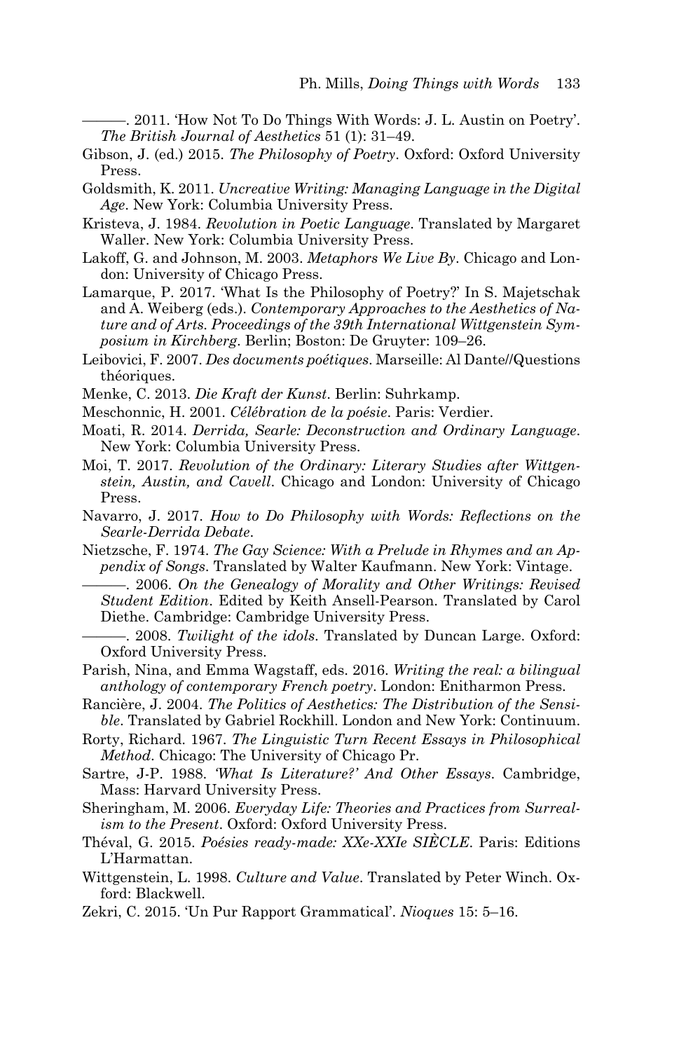———. 2011. 'How Not To Do Things With Words: J. L. Austin on Poetry'. *The British Journal of Aesthetics* 51 (1): 31–49.

Gibson, J. (ed.) 2015. *The Philosophy of Poetry*. Oxford: Oxford University Press.

Goldsmith, K. 2011. *Uncreative Writing: Managing Language in the Digital Age*. New York: Columbia University Press.

Kristeva, J. 1984. *Revolution in Poetic Language*. Translated by Margaret Waller. New York: Columbia University Press.

Lakoff, G. and Johnson, M. 2003. *Metaphors We Live By*. Chicago and London: University of Chicago Press.

Lamarque, P. 2017. 'What Is the Philosophy of Poetry?' In S. Majetschak and A. Weiberg (eds.). *Contemporary Approaches to the Aesthetics of Nature and of Arts. Proceedings of the 39th International Wittgenstein Symposium in Kirchberg*. Berlin; Boston: De Gruyter: 109–26.

Leibovici, F. 2007. *Des documents poétiques*. Marseille: Al Dante//Questions théoriques.

Menke, C. 2013. *Die Kraft der Kunst*. Berlin: Suhrkamp.

Meschonnic, H. 2001. *Célébration de la poésie*. Paris: Verdier.

Moati, R. 2014. *Derrida, Searle: Deconstruction and Ordinary Language*. New York: Columbia University Press.

Moi, T. 2017. *Revolution of the Ordinary: Literary Studies after Wittgenstein, Austin, and Cavell*. Chicago and London: University of Chicago Press.

Navarro, J. 2017. *How to Do Philosophy with Words: Reflections on the Searle-Derrida Debate*.

Nietzsche, F. 1974. *The Gay Science: With a Prelude in Rhymes and an Appendix of Songs*. Translated by Walter Kaufmann. New York: Vintage.

———. 2006. *On the Genealogy of Morality and Other Writings: Revised Student Edition*. Edited by Keith Ansell-Pearson. Translated by Carol Diethe. Cambridge: Cambridge University Press.

———. 2008. *Twilight of the idols*. Translated by Duncan Large. Oxford: Oxford University Press.

Parish, Nina, and Emma Wagstaff, eds. 2016. *Writing the real: a bilingual anthology of contemporary French poetry*. London: Enitharmon Press.

Rancière, J. 2004. *The Politics of Aesthetics: The Distribution of the Sensible*. Translated by Gabriel Rockhill. London and New York: Continuum.

Rorty, Richard. 1967. *The Linguistic Turn Recent Essays in Philosophical Method*. Chicago: The University of Chicago Pr.

Sartre, J-P. 1988. *'What Is Literature?' And Other Essays*. Cambridge, Mass: Harvard University Press.

Sheringham, M. 2006. *Everyday Life: Theories and Practices from Surrealism to the Present*. Oxford: Oxford University Press.

Théval, G. 2015. *Poésies ready-made: XXe-XXIe SIÈCLE*. Paris: Editions L'Harmattan.

Wittgenstein, L. 1998. *Culture and Value*. Translated by Peter Winch. Oxford: Blackwell.

Zekri, C. 2015. 'Un Pur Rapport Grammatical'. *Nioques* 15: 5–16.